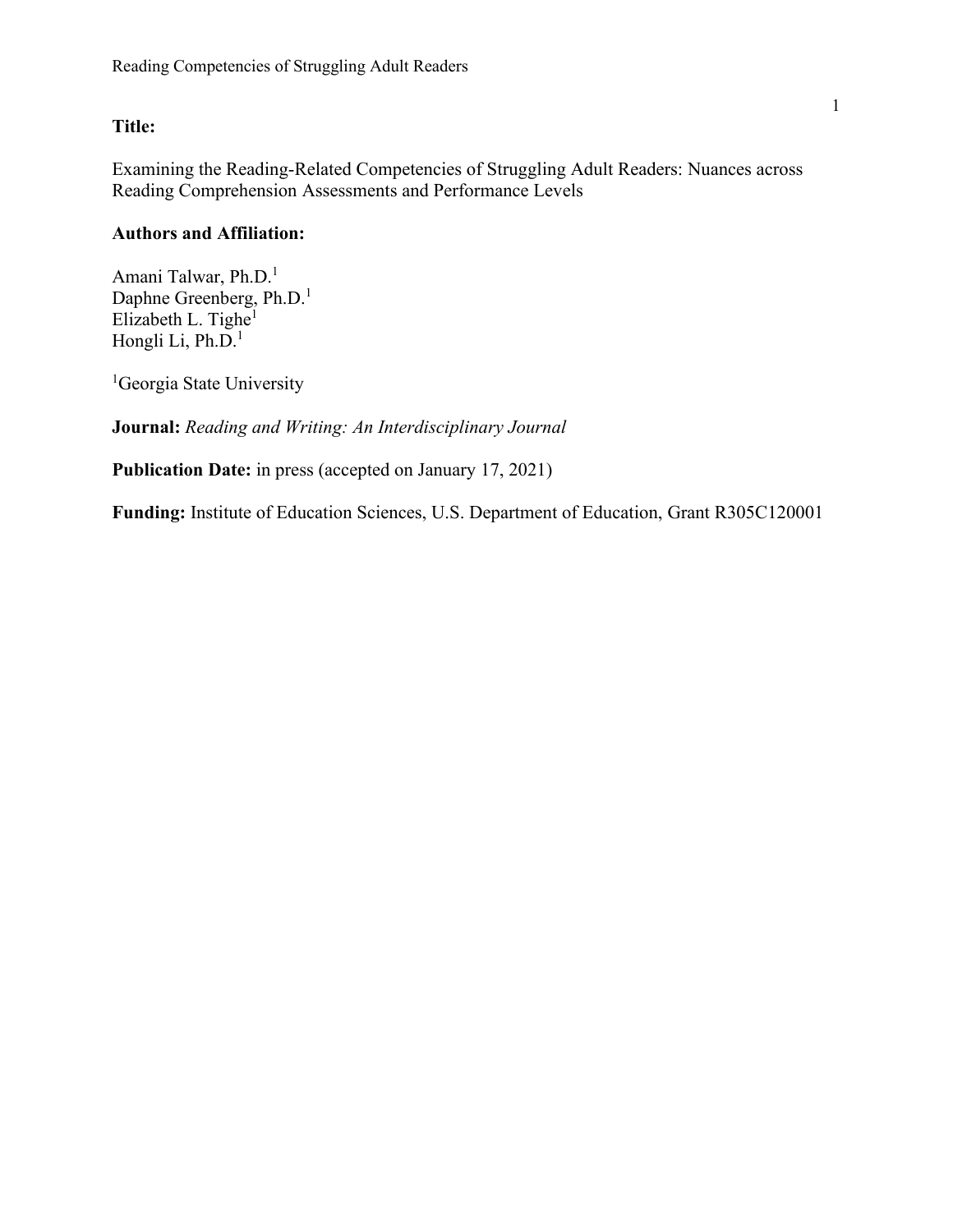**Title:**

Examining the Reading-Related Competencies of Struggling Adult Readers: Nuances across Reading Comprehension Assessments and Performance Levels

**Authors and Affiliation:**

Amani Talwar, Ph.D.[1]
Daphne Greenberg, Ph.D.[1]
Elizabeth L. Tighe[1]
Hongli Li, Ph.D.[1]

[1]Georgia State University

**Journal:** *Reading and Writing: An Interdisciplinary Journal*

**Publication Date:** in press (accepted on January 17, 2021)

**Funding:** Institute of Education Sciences, U.S. Department of Education, Grant R305C120001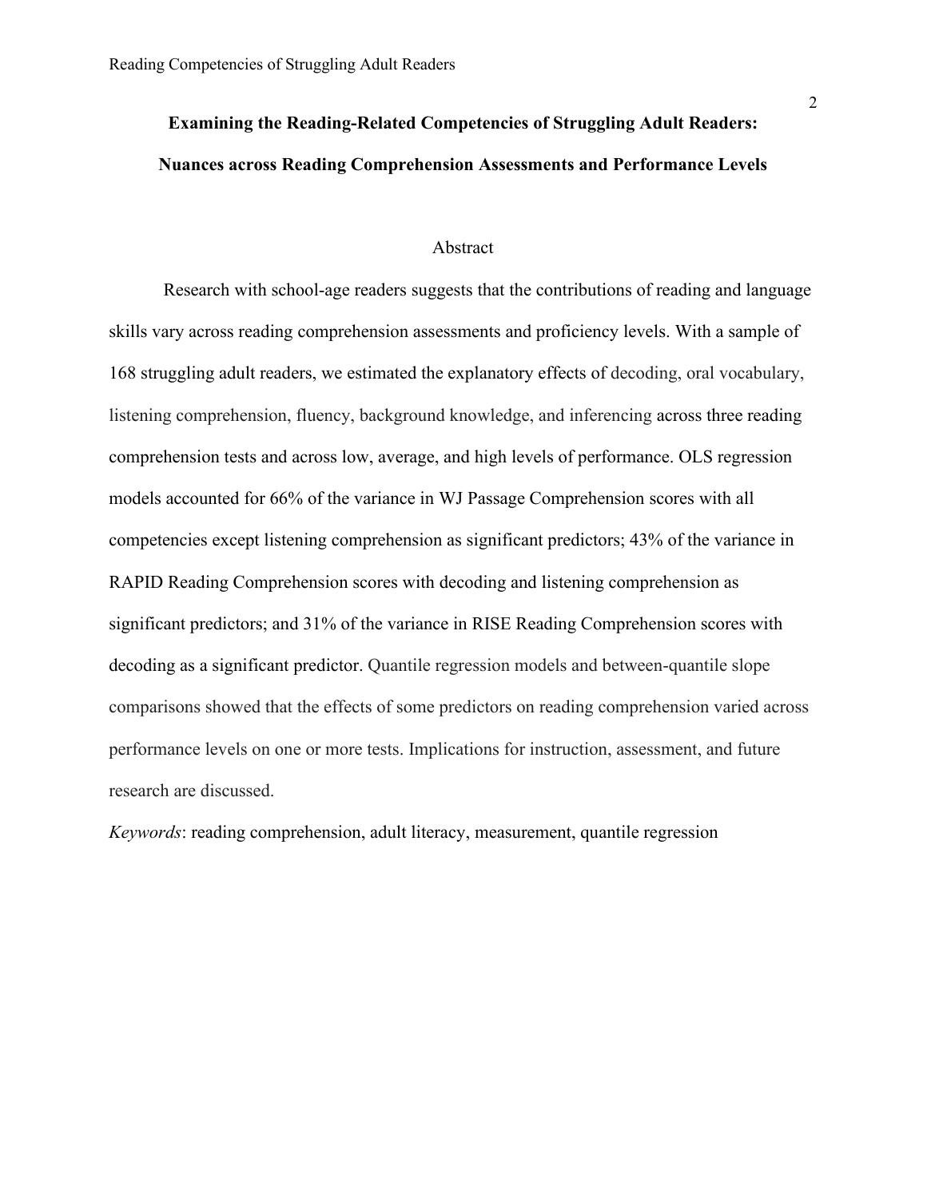# Examining the Reading-Related Competencies of Struggling Adult Readers: Nuances across Reading Comprehension Assessments and Performance Levels

## Abstract

Research with school-age readers suggests that the contributions of reading and language skills vary across reading comprehension assessments and proficiency levels. With a sample of 168 struggling adult readers, we estimated the explanatory effects of decoding, oral vocabulary, listening comprehension, fluency, background knowledge, and inferencing across three reading comprehension tests and across low, average, and high levels of performance. OLS regression models accounted for 66% of the variance in WJ Passage Comprehension scores with all competencies except listening comprehension as significant predictors; 43% of the variance in RAPID Reading Comprehension scores with decoding and listening comprehension as significant predictors; and 31% of the variance in RISE Reading Comprehension scores with decoding as a significant predictor. Quantile regression models and between-quantile slope comparisons showed that the effects of some predictors on reading comprehension varied across performance levels on one or more tests. Implications for instruction, assessment, and future research are discussed.

*Keywords*: reading comprehension, adult literacy, measurement, quantile regression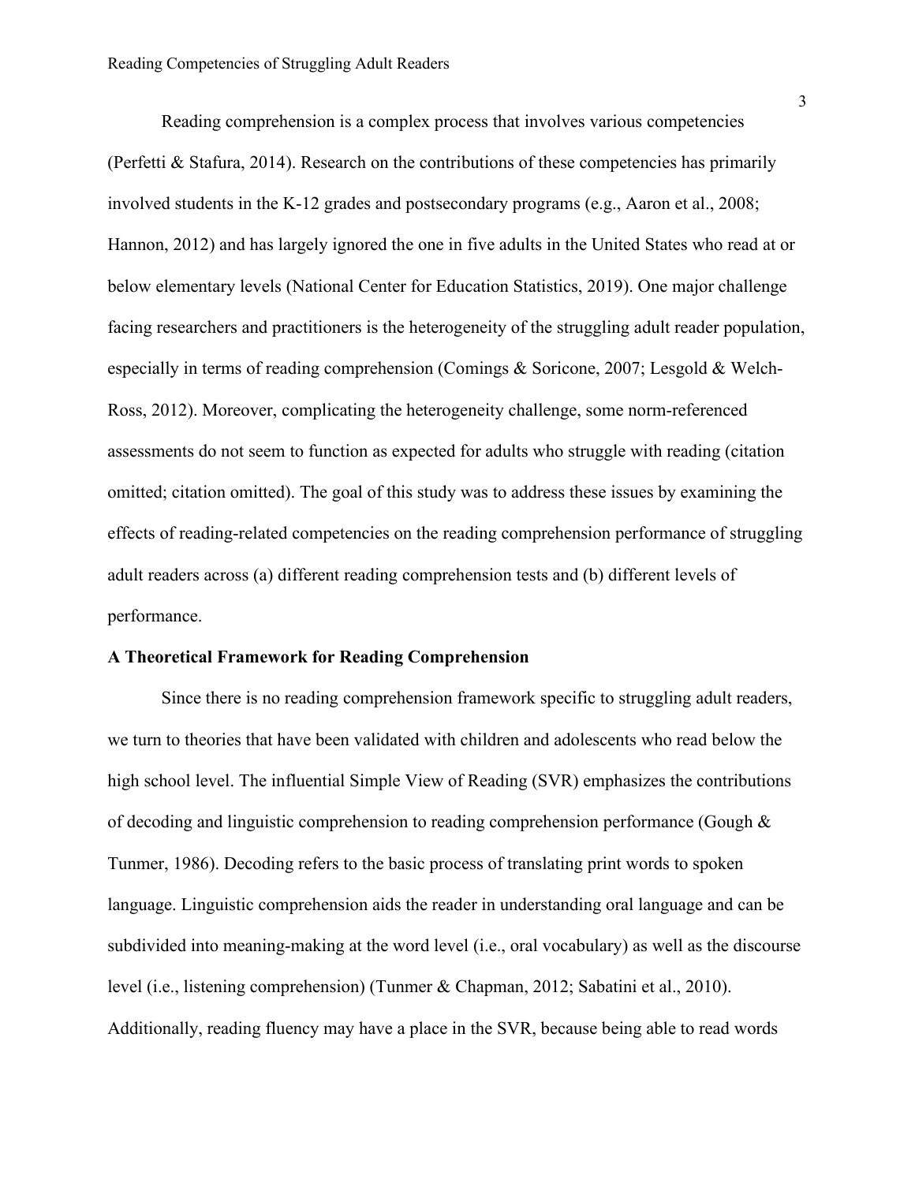Reading comprehension is a complex process that involves various competencies (Perfetti & Stafura, 2014). Research on the contributions of these competencies has primarily involved students in the K-12 grades and postsecondary programs (e.g., Aaron et al., 2008; Hannon, 2012) and has largely ignored the one in five adults in the United States who read at or below elementary levels (National Center for Education Statistics, 2019). One major challenge facing researchers and practitioners is the heterogeneity of the struggling adult reader population, especially in terms of reading comprehension (Comings & Soricone, 2007; Lesgold & Welch-Ross, 2012). Moreover, complicating the heterogeneity challenge, some norm-referenced assessments do not seem to function as expected for adults who struggle with reading (citation omitted; citation omitted). The goal of this study was to address these issues by examining the effects of reading-related competencies on the reading comprehension performance of struggling adult readers across (a) different reading comprehension tests and (b) different levels of performance.

## A Theoretical Framework for Reading Comprehension

Since there is no reading comprehension framework specific to struggling adult readers, we turn to theories that have been validated with children and adolescents who read below the high school level. The influential Simple View of Reading (SVR) emphasizes the contributions of decoding and linguistic comprehension to reading comprehension performance (Gough & Tunmer, 1986). Decoding refers to the basic process of translating print words to spoken language. Linguistic comprehension aids the reader in understanding oral language and can be subdivided into meaning-making at the word level (i.e., oral vocabulary) as well as the discourse level (i.e., listening comprehension) (Tunmer & Chapman, 2012; Sabatini et al., 2010). Additionally, reading fluency may have a place in the SVR, because being able to read words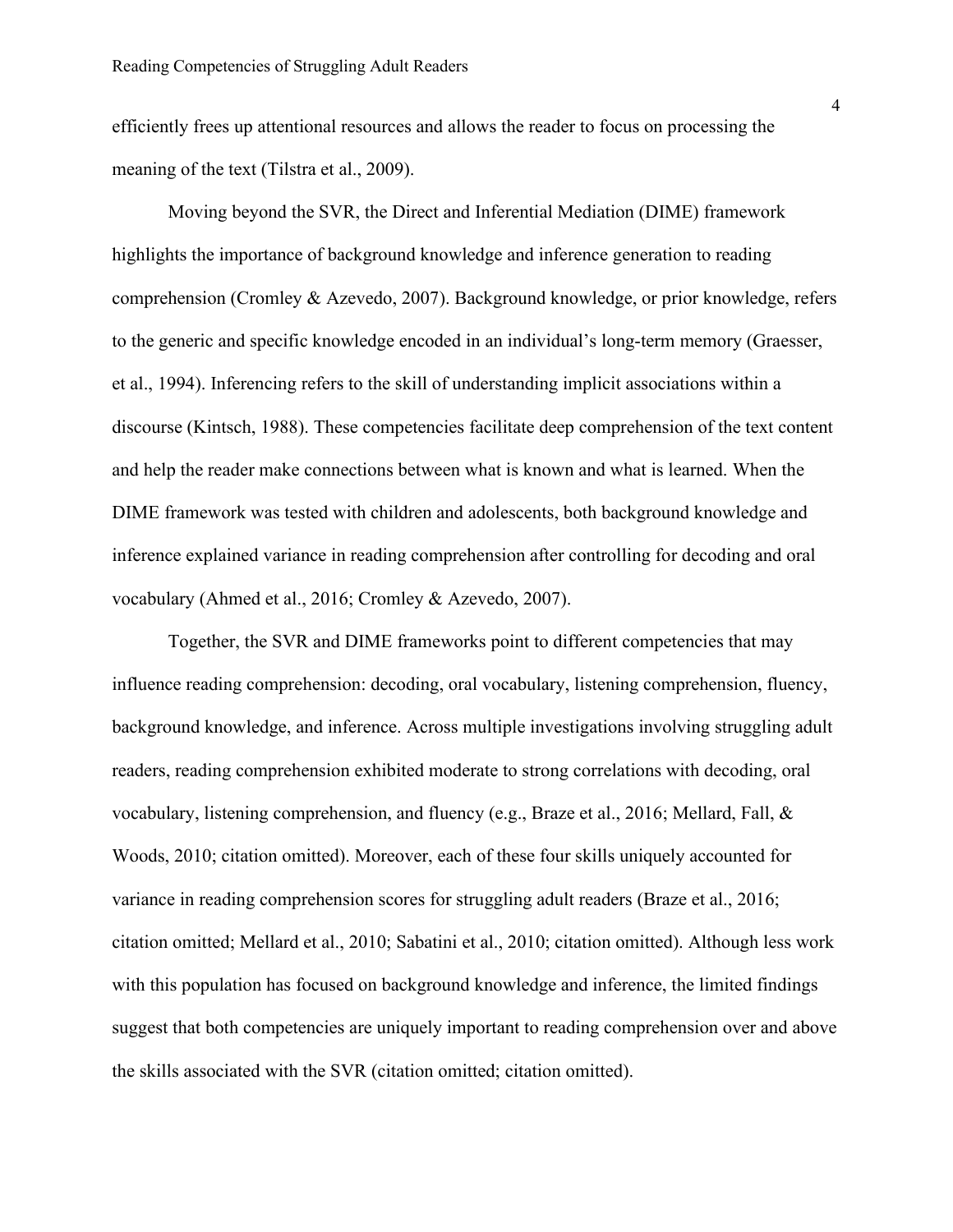efficiently frees up attentional resources and allows the reader to focus on processing the meaning of the text (Tilstra et al., 2009).

Moving beyond the SVR, the Direct and Inferential Mediation (DIME) framework highlights the importance of background knowledge and inference generation to reading comprehension (Cromley & Azevedo, 2007). Background knowledge, or prior knowledge, refers to the generic and specific knowledge encoded in an individual's long-term memory (Graesser, et al., 1994). Inferencing refers to the skill of understanding implicit associations within a discourse (Kintsch, 1988). These competencies facilitate deep comprehension of the text content and help the reader make connections between what is known and what is learned. When the DIME framework was tested with children and adolescents, both background knowledge and inference explained variance in reading comprehension after controlling for decoding and oral vocabulary (Ahmed et al., 2016; Cromley & Azevedo, 2007).

Together, the SVR and DIME frameworks point to different competencies that may influence reading comprehension: decoding, oral vocabulary, listening comprehension, fluency, background knowledge, and inference. Across multiple investigations involving struggling adult readers, reading comprehension exhibited moderate to strong correlations with decoding, oral vocabulary, listening comprehension, and fluency (e.g., Braze et al., 2016; Mellard, Fall, & Woods, 2010; citation omitted). Moreover, each of these four skills uniquely accounted for variance in reading comprehension scores for struggling adult readers (Braze et al., 2016; citation omitted; Mellard et al., 2010; Sabatini et al., 2010; citation omitted). Although less work with this population has focused on background knowledge and inference, the limited findings suggest that both competencies are uniquely important to reading comprehension over and above the skills associated with the SVR (citation omitted; citation omitted).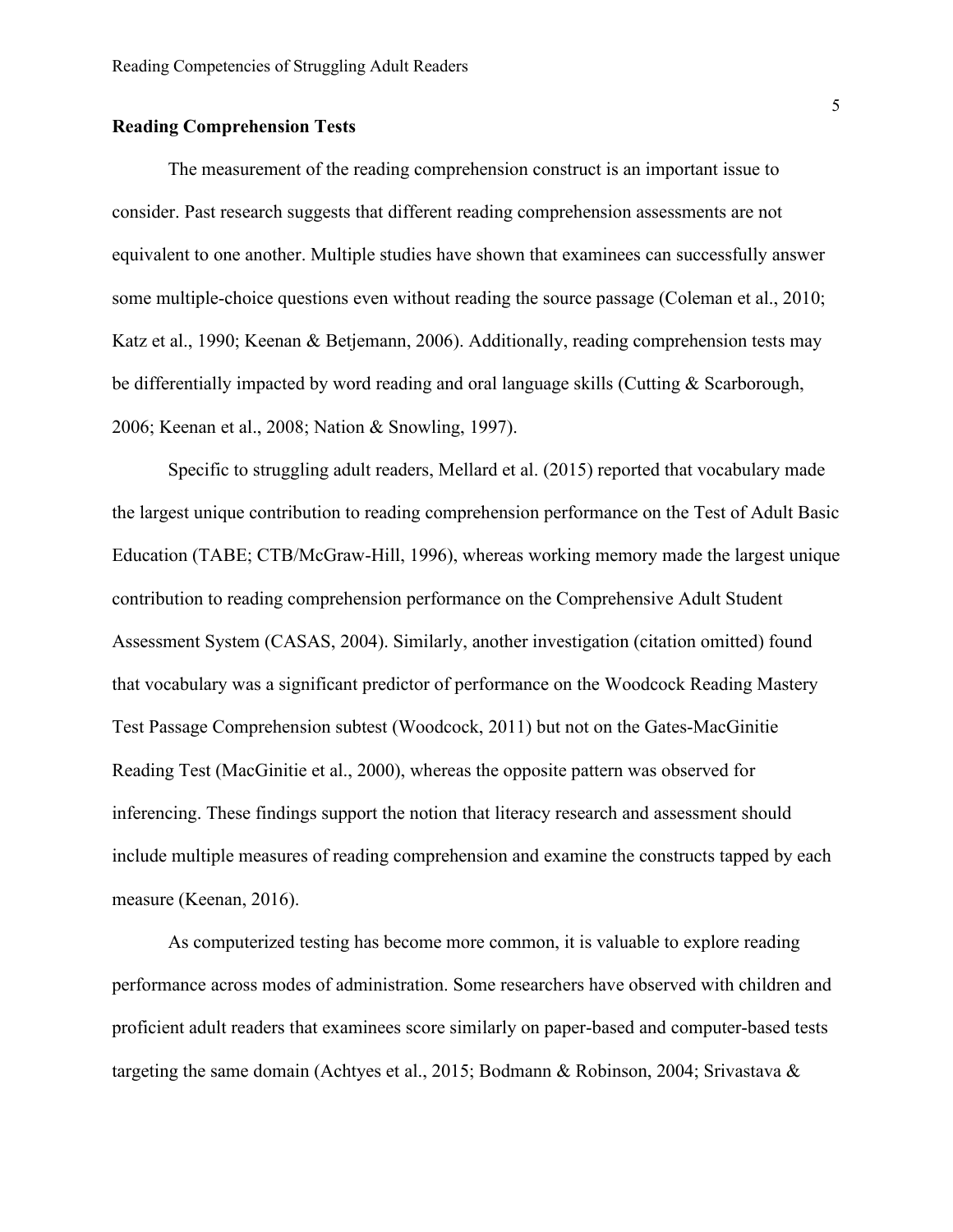## Reading Comprehension Tests

The measurement of the reading comprehension construct is an important issue to consider. Past research suggests that different reading comprehension assessments are not equivalent to one another. Multiple studies have shown that examinees can successfully answer some multiple-choice questions even without reading the source passage (Coleman et al., 2010; Katz et al., 1990; Keenan & Betjemann, 2006). Additionally, reading comprehension tests may be differentially impacted by word reading and oral language skills (Cutting & Scarborough, 2006; Keenan et al., 2008; Nation & Snowling, 1997).

Specific to struggling adult readers, Mellard et al. (2015) reported that vocabulary made the largest unique contribution to reading comprehension performance on the Test of Adult Basic Education (TABE; CTB/McGraw-Hill, 1996), whereas working memory made the largest unique contribution to reading comprehension performance on the Comprehensive Adult Student Assessment System (CASAS, 2004). Similarly, another investigation (citation omitted) found that vocabulary was a significant predictor of performance on the Woodcock Reading Mastery Test Passage Comprehension subtest (Woodcock, 2011) but not on the Gates-MacGinitie Reading Test (MacGinitie et al., 2000), whereas the opposite pattern was observed for inferencing. These findings support the notion that literacy research and assessment should include multiple measures of reading comprehension and examine the constructs tapped by each measure (Keenan, 2016).

As computerized testing has become more common, it is valuable to explore reading performance across modes of administration. Some researchers have observed with children and proficient adult readers that examinees score similarly on paper-based and computer-based tests targeting the same domain (Achtyes et al., 2015; Bodmann & Robinson, 2004; Srivastava &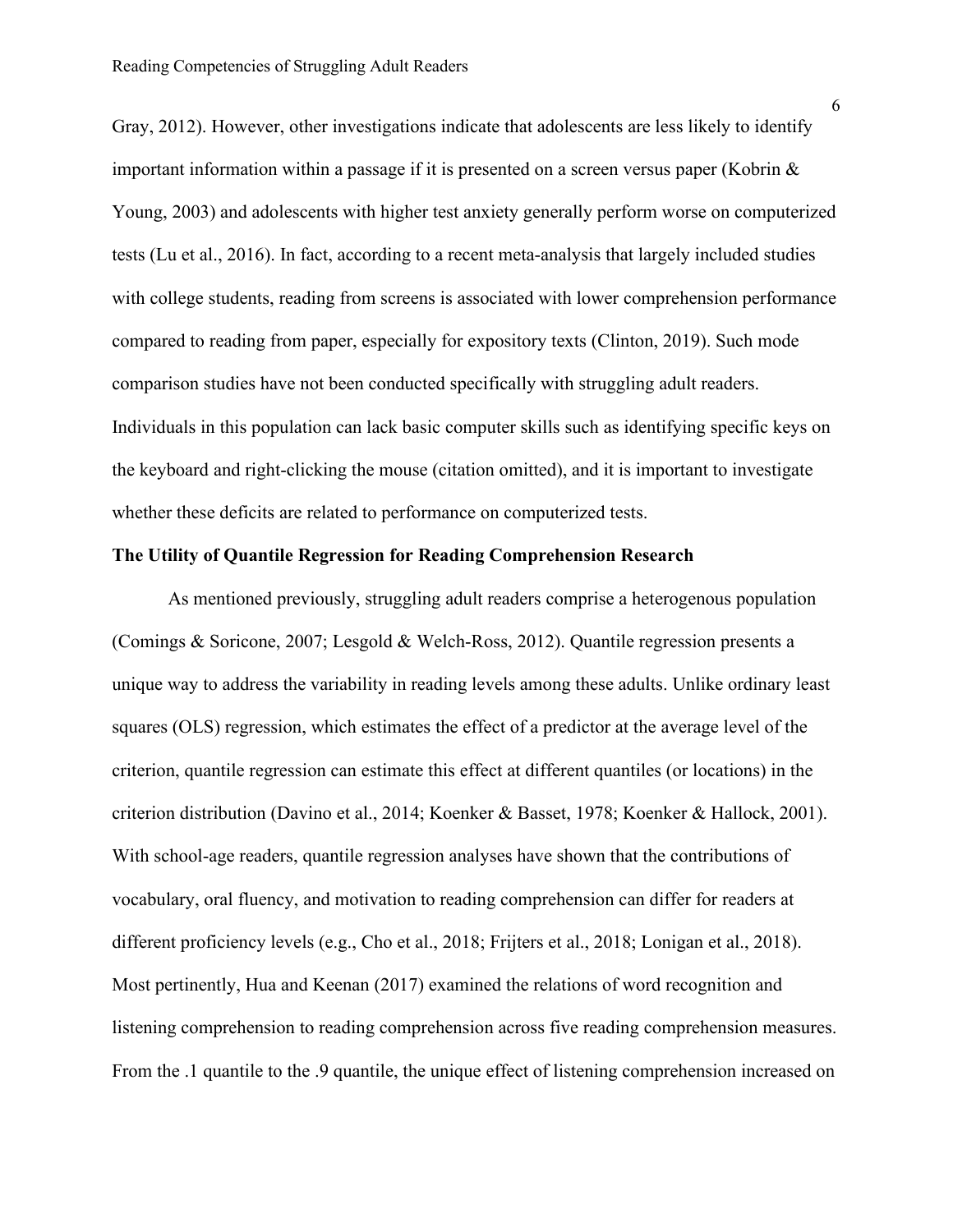Gray, 2012). However, other investigations indicate that adolescents are less likely to identify important information within a passage if it is presented on a screen versus paper (Kobrin & Young, 2003) and adolescents with higher test anxiety generally perform worse on computerized tests (Lu et al., 2016). In fact, according to a recent meta-analysis that largely included studies with college students, reading from screens is associated with lower comprehension performance compared to reading from paper, especially for expository texts (Clinton, 2019). Such mode comparison studies have not been conducted specifically with struggling adult readers. Individuals in this population can lack basic computer skills such as identifying specific keys on the keyboard and right-clicking the mouse (citation omitted), and it is important to investigate whether these deficits are related to performance on computerized tests.

**The Utility of Quantile Regression for Reading Comprehension Research**

As mentioned previously, struggling adult readers comprise a heterogenous population (Comings & Soricone, 2007; Lesgold & Welch-Ross, 2012). Quantile regression presents a unique way to address the variability in reading levels among these adults. Unlike ordinary least squares (OLS) regression, which estimates the effect of a predictor at the average level of the criterion, quantile regression can estimate this effect at different quantiles (or locations) in the criterion distribution (Davino et al., 2014; Koenker & Basset, 1978; Koenker & Hallock, 2001). With school-age readers, quantile regression analyses have shown that the contributions of vocabulary, oral fluency, and motivation to reading comprehension can differ for readers at different proficiency levels (e.g., Cho et al., 2018; Frijters et al., 2018; Lonigan et al., 2018). Most pertinently, Hua and Keenan (2017) examined the relations of word recognition and listening comprehension to reading comprehension across five reading comprehension measures. From the .1 quantile to the .9 quantile, the unique effect of listening comprehension increased on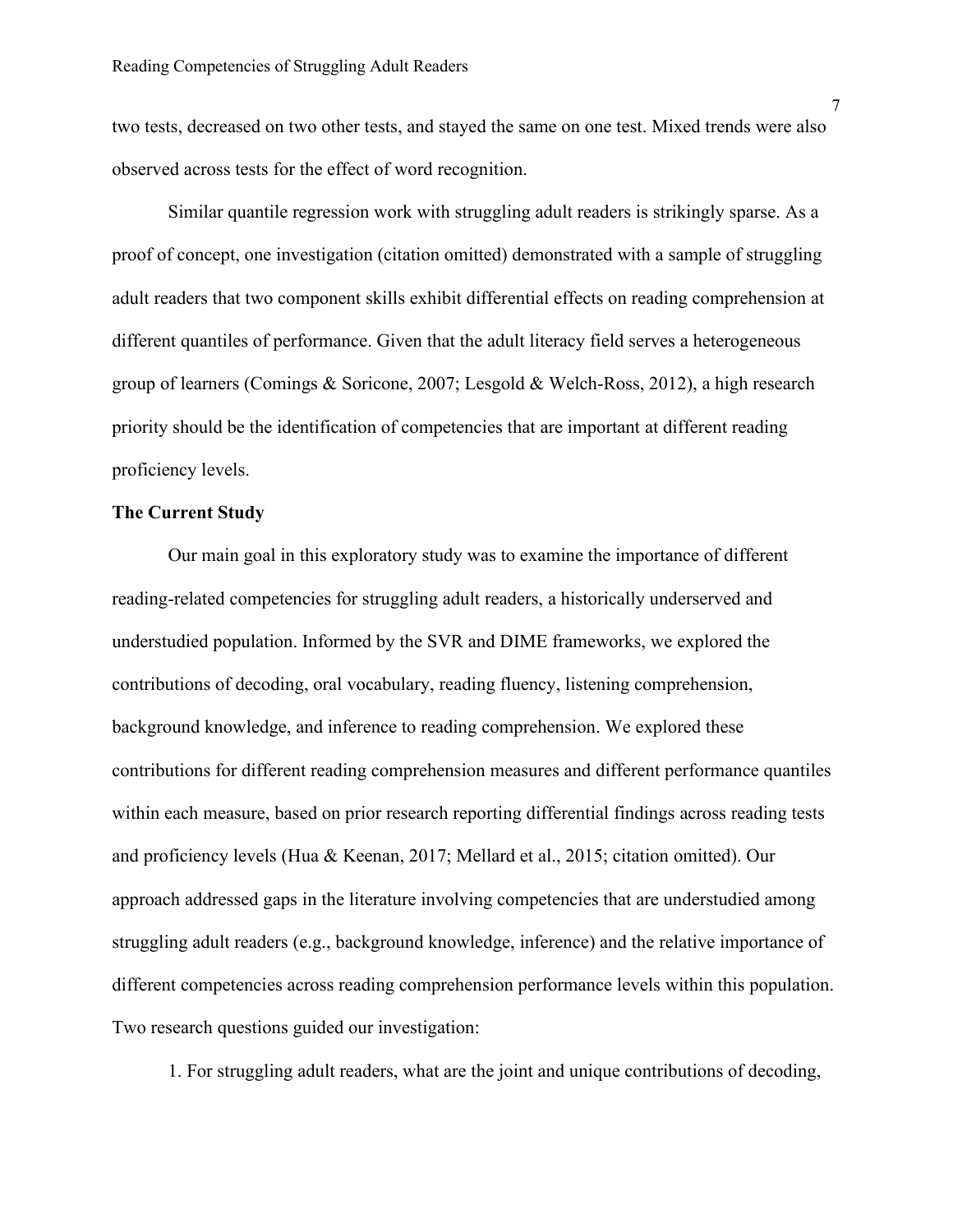two tests, decreased on two other tests, and stayed the same on one test. Mixed trends were also observed across tests for the effect of word recognition.

Similar quantile regression work with struggling adult readers is strikingly sparse. As a proof of concept, one investigation (citation omitted) demonstrated with a sample of struggling adult readers that two component skills exhibit differential effects on reading comprehension at different quantiles of performance. Given that the adult literacy field serves a heterogeneous group of learners (Comings & Soricone, 2007; Lesgold & Welch-Ross, 2012), a high research priority should be the identification of competencies that are important at different reading proficiency levels.

**The Current Study**

Our main goal in this exploratory study was to examine the importance of different reading-related competencies for struggling adult readers, a historically underserved and understudied population. Informed by the SVR and DIME frameworks, we explored the contributions of decoding, oral vocabulary, reading fluency, listening comprehension, background knowledge, and inference to reading comprehension. We explored these contributions for different reading comprehension measures and different performance quantiles within each measure, based on prior research reporting differential findings across reading tests and proficiency levels (Hua & Keenan, 2017; Mellard et al., 2015; citation omitted). Our approach addressed gaps in the literature involving competencies that are understudied among struggling adult readers (e.g., background knowledge, inference) and the relative importance of different competencies across reading comprehension performance levels within this population. Two research questions guided our investigation:

1. For struggling adult readers, what are the joint and unique contributions of decoding,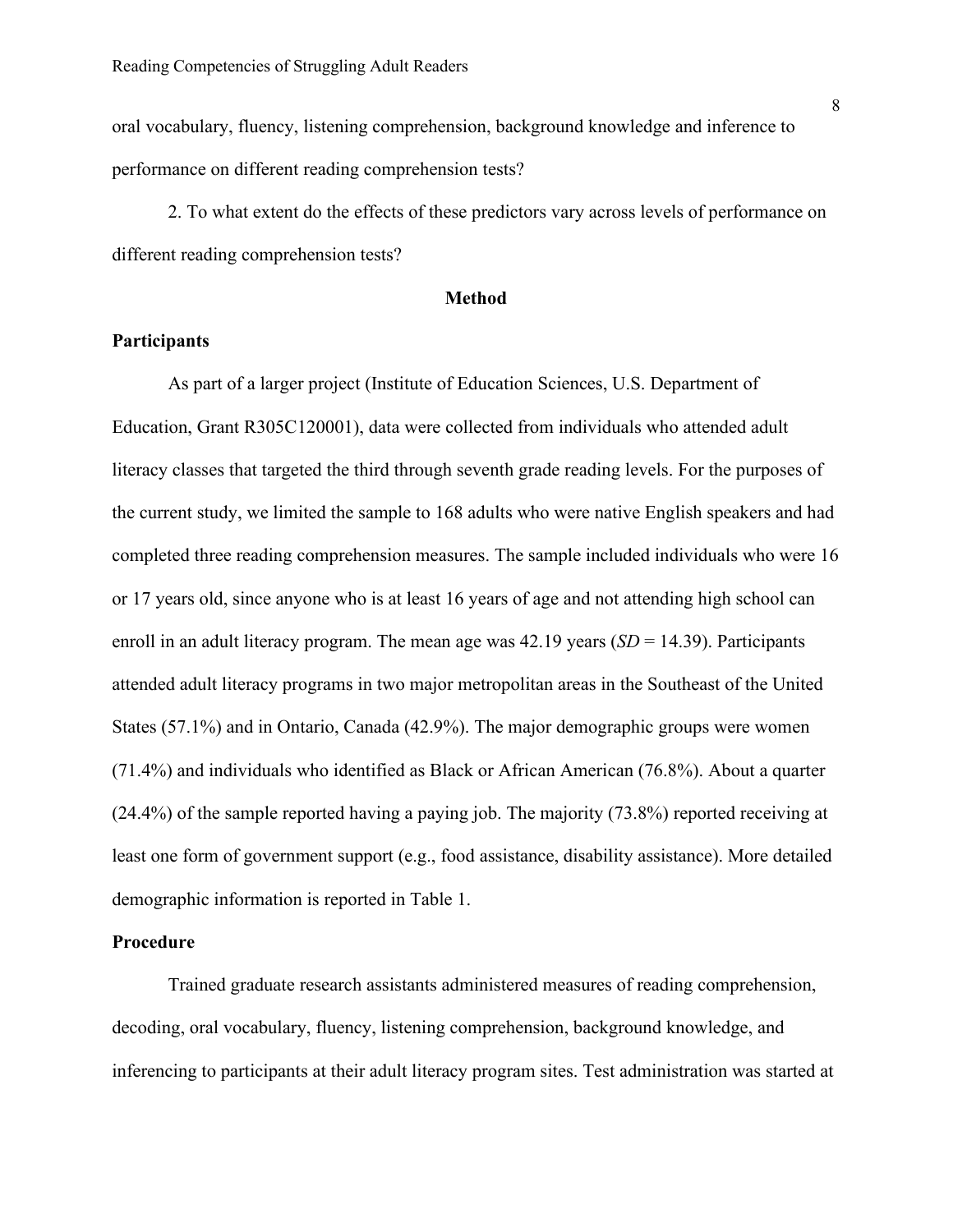oral vocabulary, fluency, listening comprehension, background knowledge and inference to performance on different reading comprehension tests?

2. To what extent do the effects of these predictors vary across levels of performance on different reading comprehension tests?

## Method

### Participants

As part of a larger project (Institute of Education Sciences, U.S. Department of Education, Grant R305C120001), data were collected from individuals who attended adult literacy classes that targeted the third through seventh grade reading levels. For the purposes of the current study, we limited the sample to 168 adults who were native English speakers and had completed three reading comprehension measures. The sample included individuals who were 16 or 17 years old, since anyone who is at least 16 years of age and not attending high school can enroll in an adult literacy program. The mean age was 42.19 years (*SD* = 14.39). Participants attended adult literacy programs in two major metropolitan areas in the Southeast of the United States (57.1%) and in Ontario, Canada (42.9%). The major demographic groups were women (71.4%) and individuals who identified as Black or African American (76.8%). About a quarter (24.4%) of the sample reported having a paying job. The majority (73.8%) reported receiving at least one form of government support (e.g., food assistance, disability assistance). More detailed demographic information is reported in Table 1.

### Procedure

Trained graduate research assistants administered measures of reading comprehension, decoding, oral vocabulary, fluency, listening comprehension, background knowledge, and inferencing to participants at their adult literacy program sites. Test administration was started at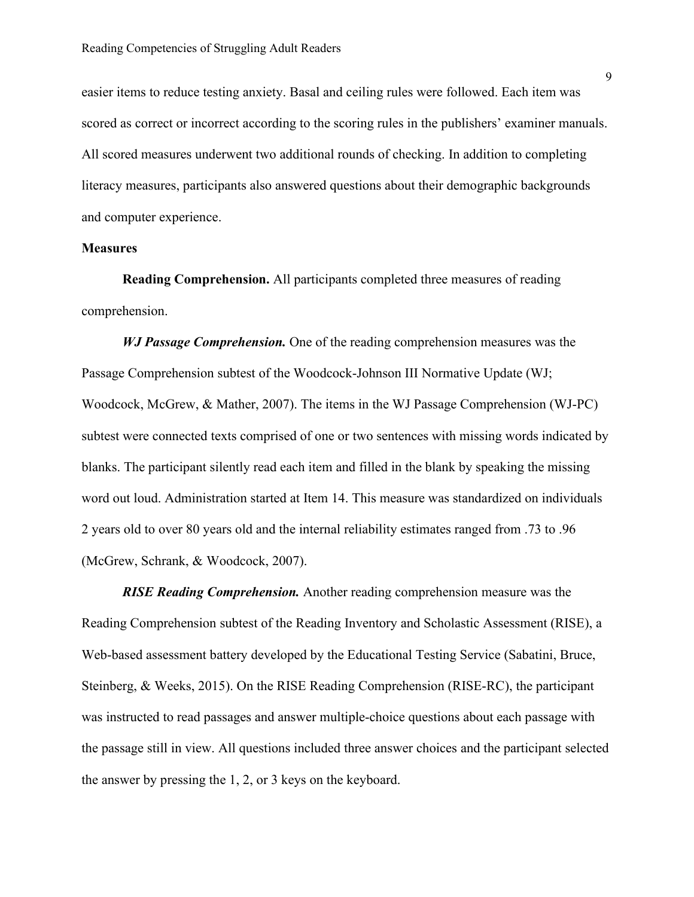easier items to reduce testing anxiety. Basal and ceiling rules were followed. Each item was scored as correct or incorrect according to the scoring rules in the publishers' examiner manuals. All scored measures underwent two additional rounds of checking. In addition to completing literacy measures, participants also answered questions about their demographic backgrounds and computer experience.

**Measures**

**Reading Comprehension.** All participants completed three measures of reading comprehension.

***WJ Passage Comprehension.*** One of the reading comprehension measures was the Passage Comprehension subtest of the Woodcock-Johnson III Normative Update (WJ; Woodcock, McGrew, & Mather, 2007). The items in the WJ Passage Comprehension (WJ-PC) subtest were connected texts comprised of one or two sentences with missing words indicated by blanks. The participant silently read each item and filled in the blank by speaking the missing word out loud. Administration started at Item 14. This measure was standardized on individuals 2 years old to over 80 years old and the internal reliability estimates ranged from .73 to .96 (McGrew, Schrank, & Woodcock, 2007).

***RISE Reading Comprehension.*** Another reading comprehension measure was the Reading Comprehension subtest of the Reading Inventory and Scholastic Assessment (RISE), a Web-based assessment battery developed by the Educational Testing Service (Sabatini, Bruce, Steinberg, & Weeks, 2015). On the RISE Reading Comprehension (RISE-RC), the participant was instructed to read passages and answer multiple-choice questions about each passage with the passage still in view. All questions included three answer choices and the participant selected the answer by pressing the 1, 2, or 3 keys on the keyboard.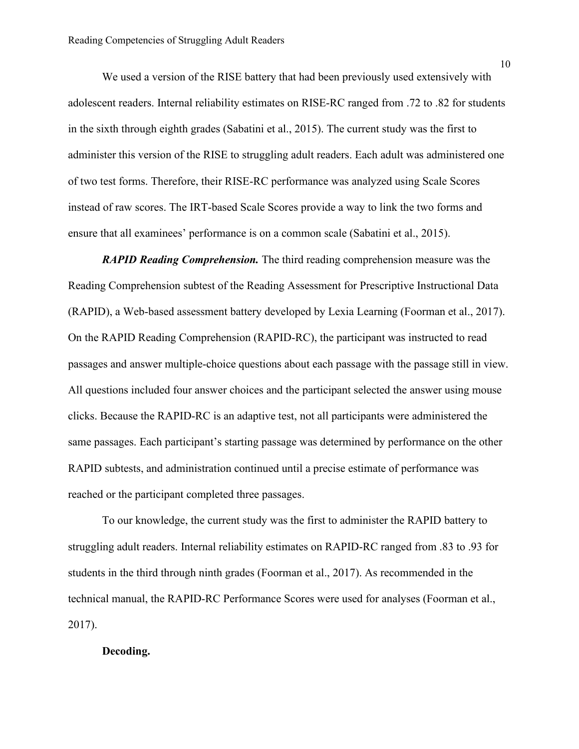We used a version of the RISE battery that had been previously used extensively with adolescent readers. Internal reliability estimates on RISE-RC ranged from .72 to .82 for students in the sixth through eighth grades (Sabatini et al., 2015). The current study was the first to administer this version of the RISE to struggling adult readers. Each adult was administered one of two test forms. Therefore, their RISE-RC performance was analyzed using Scale Scores instead of raw scores. The IRT-based Scale Scores provide a way to link the two forms and ensure that all examinees' performance is on a common scale (Sabatini et al., 2015).

***RAPID Reading Comprehension.*** The third reading comprehension measure was the Reading Comprehension subtest of the Reading Assessment for Prescriptive Instructional Data (RAPID), a Web-based assessment battery developed by Lexia Learning (Foorman et al., 2017). On the RAPID Reading Comprehension (RAPID-RC), the participant was instructed to read passages and answer multiple-choice questions about each passage with the passage still in view. All questions included four answer choices and the participant selected the answer using mouse clicks. Because the RAPID-RC is an adaptive test, not all participants were administered the same passages. Each participant's starting passage was determined by performance on the other RAPID subtests, and administration continued until a precise estimate of performance was reached or the participant completed three passages.

To our knowledge, the current study was the first to administer the RAPID battery to struggling adult readers. Internal reliability estimates on RAPID-RC ranged from .83 to .93 for students in the third through ninth grades (Foorman et al., 2017). As recommended in the technical manual, the RAPID-RC Performance Scores were used for analyses (Foorman et al., 2017).

**Decoding.**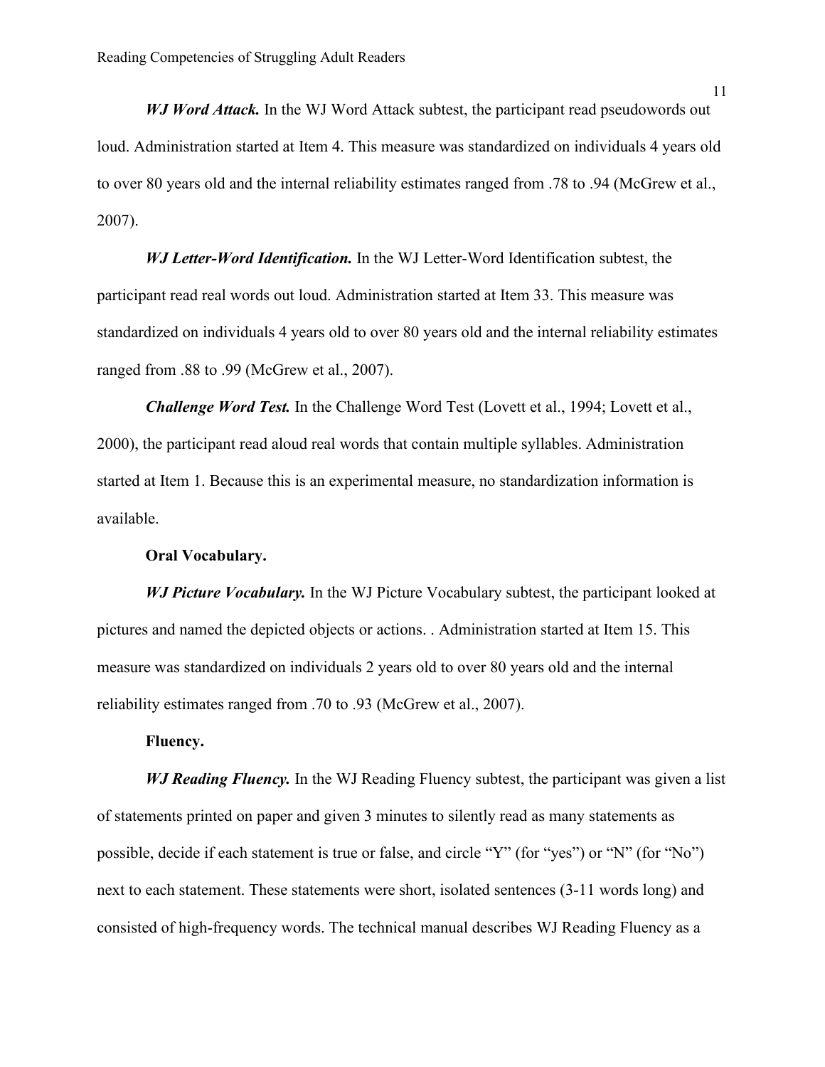***WJ Word Attack.*** In the WJ Word Attack subtest, the participant read pseudowords out loud. Administration started at Item 4. This measure was standardized on individuals 4 years old to over 80 years old and the internal reliability estimates ranged from .78 to .94 (McGrew et al., 2007).

***WJ Letter-Word Identification.*** In the WJ Letter-Word Identification subtest, the participant read real words out loud. Administration started at Item 33. This measure was standardized on individuals 4 years old to over 80 years old and the internal reliability estimates ranged from .88 to .99 (McGrew et al., 2007).

***Challenge Word Test.*** In the Challenge Word Test (Lovett et al., 1994; Lovett et al., 2000), the participant read aloud real words that contain multiple syllables. Administration started at Item 1. Because this is an experimental measure, no standardization information is available.

**Oral Vocabulary.**

***WJ Picture Vocabulary.*** In the WJ Picture Vocabulary subtest, the participant looked at pictures and named the depicted objects or actions. . Administration started at Item 15. This measure was standardized on individuals 2 years old to over 80 years old and the internal reliability estimates ranged from .70 to .93 (McGrew et al., 2007).

**Fluency.**

***WJ Reading Fluency.*** In the WJ Reading Fluency subtest, the participant was given a list of statements printed on paper and given 3 minutes to silently read as many statements as possible, decide if each statement is true or false, and circle "Y" (for "yes") or "N" (for "No") next to each statement. These statements were short, isolated sentences (3-11 words long) and consisted of high-frequency words. The technical manual describes WJ Reading Fluency as a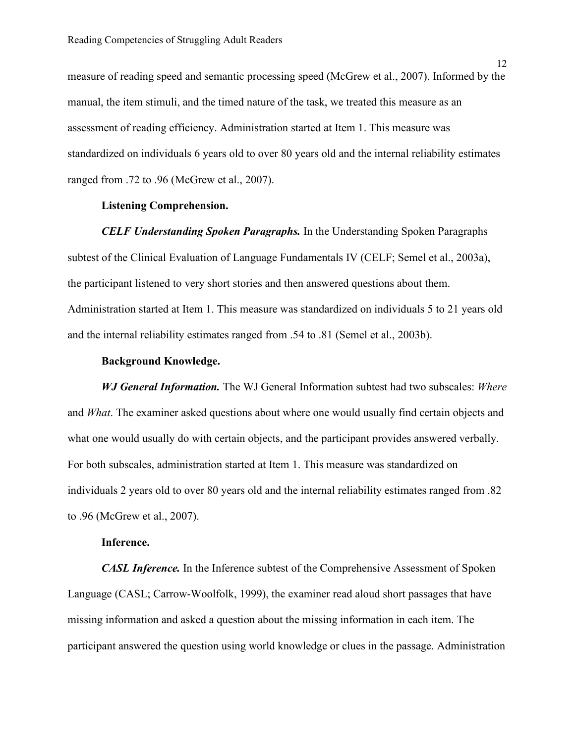measure of reading speed and semantic processing speed (McGrew et al., 2007). Informed by the manual, the item stimuli, and the timed nature of the task, we treated this measure as an assessment of reading efficiency. Administration started at Item 1. This measure was standardized on individuals 6 years old to over 80 years old and the internal reliability estimates ranged from .72 to .96 (McGrew et al., 2007).

**Listening Comprehension.**

***CELF Understanding Spoken Paragraphs.*** In the Understanding Spoken Paragraphs subtest of the Clinical Evaluation of Language Fundamentals IV (CELF; Semel et al., 2003a), the participant listened to very short stories and then answered questions about them. Administration started at Item 1. This measure was standardized on individuals 5 to 21 years old and the internal reliability estimates ranged from .54 to .81 (Semel et al., 2003b).

**Background Knowledge.**

***WJ General Information.*** The WJ General Information subtest had two subscales: *Where* and *What*. The examiner asked questions about where one would usually find certain objects and what one would usually do with certain objects, and the participant provides answered verbally. For both subscales, administration started at Item 1. This measure was standardized on individuals 2 years old to over 80 years old and the internal reliability estimates ranged from .82 to .96 (McGrew et al., 2007).

**Inference.**

***CASL Inference.*** In the Inference subtest of the Comprehensive Assessment of Spoken Language (CASL; Carrow-Woolfolk, 1999), the examiner read aloud short passages that have missing information and asked a question about the missing information in each item. The participant answered the question using world knowledge or clues in the passage. Administration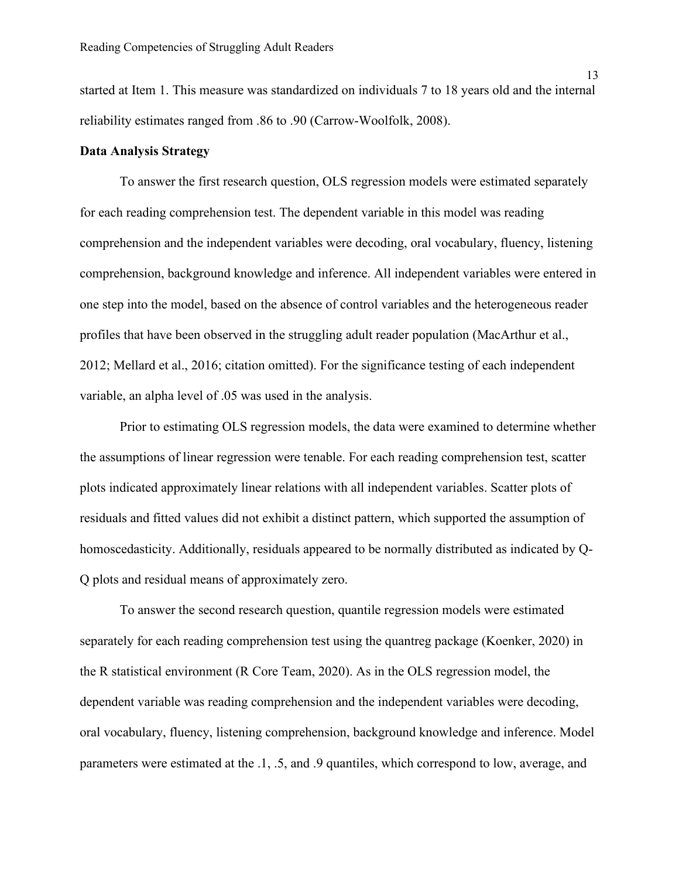started at Item 1. This measure was standardized on individuals 7 to 18 years old and the internal reliability estimates ranged from .86 to .90 (Carrow-Woolfolk, 2008).

**Data Analysis Strategy**

To answer the first research question, OLS regression models were estimated separately for each reading comprehension test. The dependent variable in this model was reading comprehension and the independent variables were decoding, oral vocabulary, fluency, listening comprehension, background knowledge and inference. All independent variables were entered in one step into the model, based on the absence of control variables and the heterogeneous reader profiles that have been observed in the struggling adult reader population (MacArthur et al., 2012; Mellard et al., 2016; citation omitted). For the significance testing of each independent variable, an alpha level of .05 was used in the analysis.

Prior to estimating OLS regression models, the data were examined to determine whether the assumptions of linear regression were tenable. For each reading comprehension test, scatter plots indicated approximately linear relations with all independent variables. Scatter plots of residuals and fitted values did not exhibit a distinct pattern, which supported the assumption of homoscedasticity. Additionally, residuals appeared to be normally distributed as indicated by Q-Q plots and residual means of approximately zero.

To answer the second research question, quantile regression models were estimated separately for each reading comprehension test using the quantreg package (Koenker, 2020) in the R statistical environment (R Core Team, 2020). As in the OLS regression model, the dependent variable was reading comprehension and the independent variables were decoding, oral vocabulary, fluency, listening comprehension, background knowledge and inference. Model parameters were estimated at the .1, .5, and .9 quantiles, which correspond to low, average, and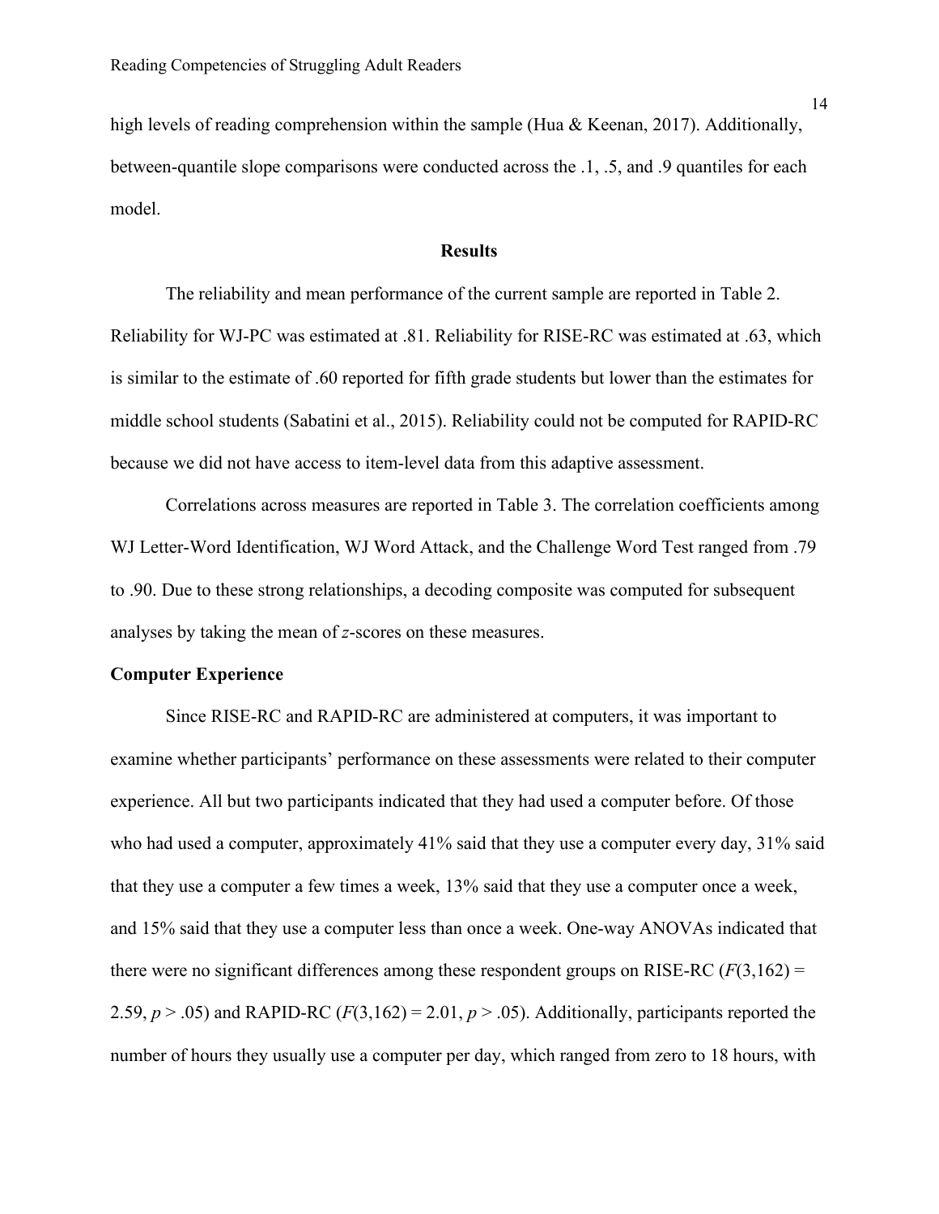high levels of reading comprehension within the sample (Hua & Keenan, 2017). Additionally, between-quantile slope comparisons were conducted across the .1, .5, and .9 quantiles for each model.

## Results

The reliability and mean performance of the current sample are reported in Table 2. Reliability for WJ-PC was estimated at .81. Reliability for RISE-RC was estimated at .63, which is similar to the estimate of .60 reported for fifth grade students but lower than the estimates for middle school students (Sabatini et al., 2015). Reliability could not be computed for RAPID-RC because we did not have access to item-level data from this adaptive assessment.

Correlations across measures are reported in Table 3. The correlation coefficients among WJ Letter-Word Identification, WJ Word Attack, and the Challenge Word Test ranged from .79 to .90. Due to these strong relationships, a decoding composite was computed for subsequent analyses by taking the mean of *z*-scores on these measures.

### Computer Experience

Since RISE-RC and RAPID-RC are administered at computers, it was important to examine whether participants' performance on these assessments were related to their computer experience. All but two participants indicated that they had used a computer before. Of those who had used a computer, approximately 41% said that they use a computer every day, 31% said that they use a computer a few times a week, 13% said that they use a computer once a week, and 15% said that they use a computer less than once a week. One-way ANOVAs indicated that there were no significant differences among these respondent groups on RISE-RC ($F(3,162) = 2.59$, $p > .05$) and RAPID-RC ($F(3,162) = 2.01$, $p > .05$). Additionally, participants reported the number of hours they usually use a computer per day, which ranged from zero to 18 hours, with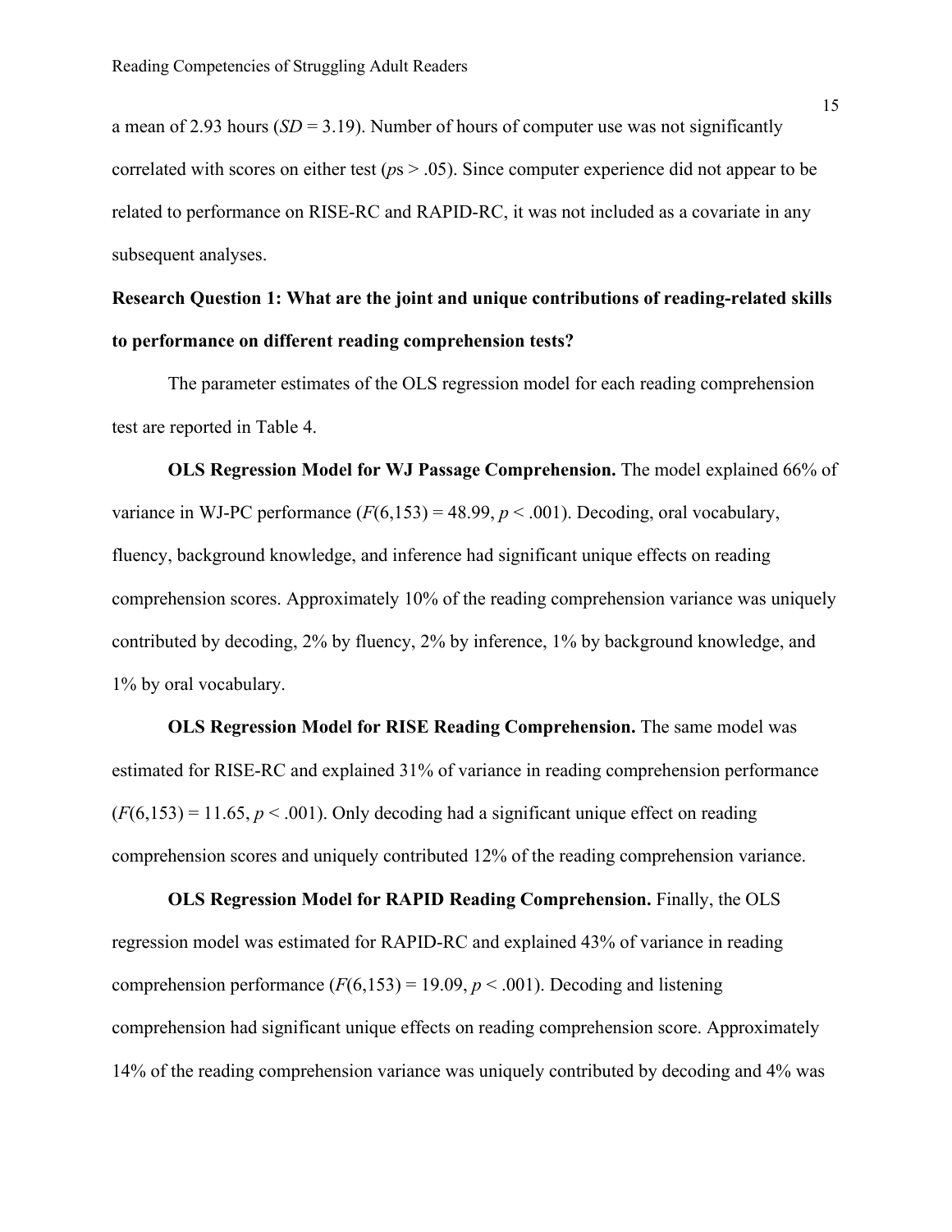a mean of 2.93 hours (*SD* = 3.19). Number of hours of computer use was not significantly correlated with scores on either test (*p*s > .05). Since computer experience did not appear to be related to performance on RISE-RC and RAPID-RC, it was not included as a covariate in any subsequent analyses.

**Research Question 1: What are the joint and unique contributions of reading-related skills to performance on different reading comprehension tests?**

The parameter estimates of the OLS regression model for each reading comprehension test are reported in Table 4.

**OLS Regression Model for WJ Passage Comprehension.** The model explained 66% of variance in WJ-PC performance ($F(6,153) = 48.99$, $p < .001$). Decoding, oral vocabulary, fluency, background knowledge, and inference had significant unique effects on reading comprehension scores. Approximately 10% of the reading comprehension variance was uniquely contributed by decoding, 2% by fluency, 2% by inference, 1% by background knowledge, and 1% by oral vocabulary.

**OLS Regression Model for RISE Reading Comprehension.** The same model was estimated for RISE-RC and explained 31% of variance in reading comprehension performance ($F(6,153) = 11.65$, $p < .001$). Only decoding had a significant unique effect on reading comprehension scores and uniquely contributed 12% of the reading comprehension variance.

**OLS Regression Model for RAPID Reading Comprehension.** Finally, the OLS regression model was estimated for RAPID-RC and explained 43% of variance in reading comprehension performance ($F(6,153) = 19.09$, $p < .001$). Decoding and listening comprehension had significant unique effects on reading comprehension score. Approximately 14% of the reading comprehension variance was uniquely contributed by decoding and 4% was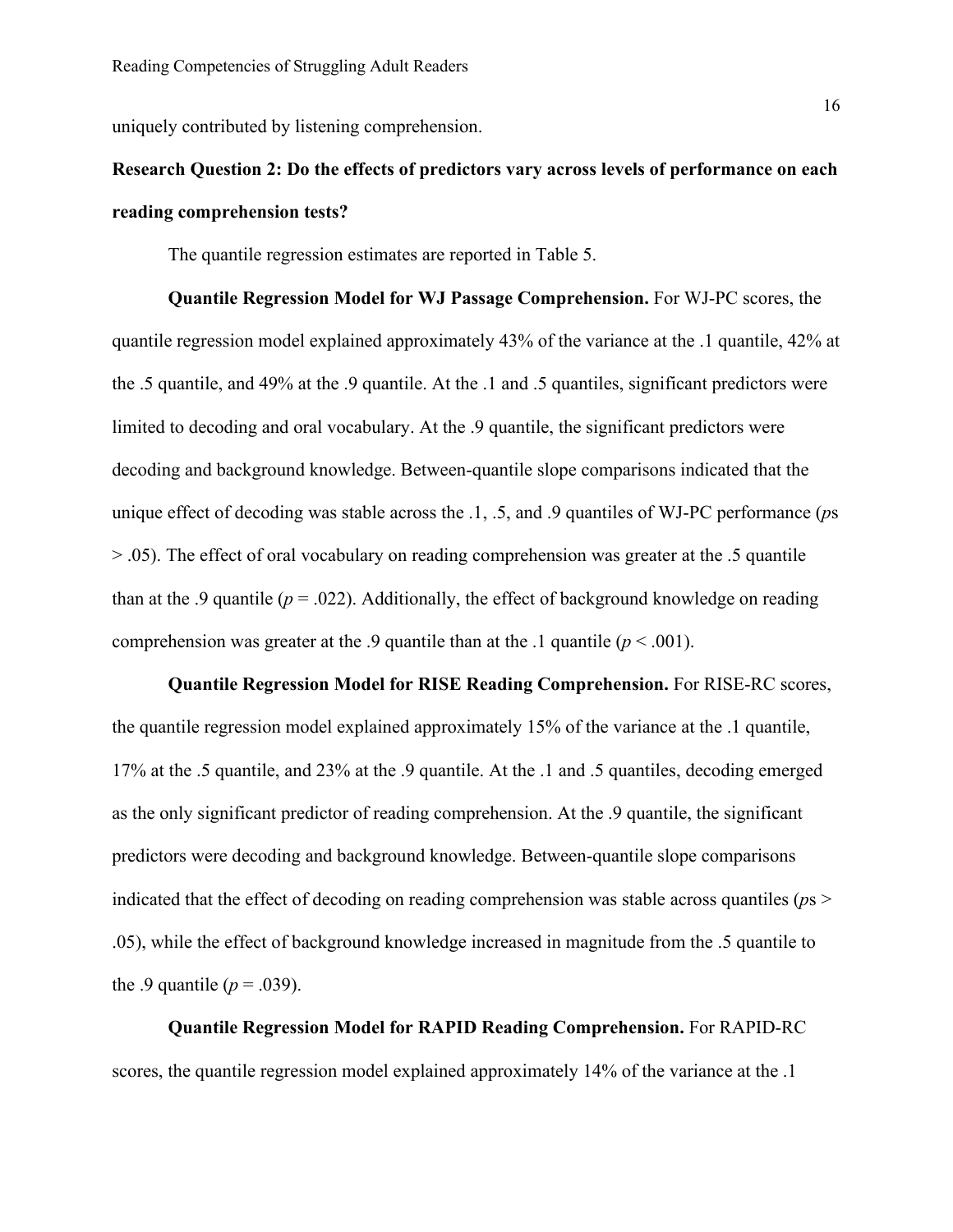uniquely contributed by listening comprehension.

## Research Question 2: Do the effects of predictors vary across levels of performance on each reading comprehension tests?

The quantile regression estimates are reported in Table 5.

**Quantile Regression Model for WJ Passage Comprehension.** For WJ-PC scores, the quantile regression model explained approximately 43% of the variance at the .1 quantile, 42% at the .5 quantile, and 49% at the .9 quantile. At the .1 and .5 quantiles, significant predictors were limited to decoding and oral vocabulary. At the .9 quantile, the significant predictors were decoding and background knowledge. Between-quantile slope comparisons indicated that the unique effect of decoding was stable across the .1, .5, and .9 quantiles of WJ-PC performance ($p$s > .05). The effect of oral vocabulary on reading comprehension was greater at the .5 quantile than at the .9 quantile ($p = .022$). Additionally, the effect of background knowledge on reading comprehension was greater at the .9 quantile than at the .1 quantile ($p < .001$).

**Quantile Regression Model for RISE Reading Comprehension.** For RISE-RC scores, the quantile regression model explained approximately 15% of the variance at the .1 quantile, 17% at the .5 quantile, and 23% at the .9 quantile. At the .1 and .5 quantiles, decoding emerged as the only significant predictor of reading comprehension. At the .9 quantile, the significant predictors were decoding and background knowledge. Between-quantile slope comparisons indicated that the effect of decoding on reading comprehension was stable across quantiles ($p$s > .05), while the effect of background knowledge increased in magnitude from the .5 quantile to the .9 quantile ($p = .039$).

**Quantile Regression Model for RAPID Reading Comprehension.** For RAPID-RC scores, the quantile regression model explained approximately 14% of the variance at the .1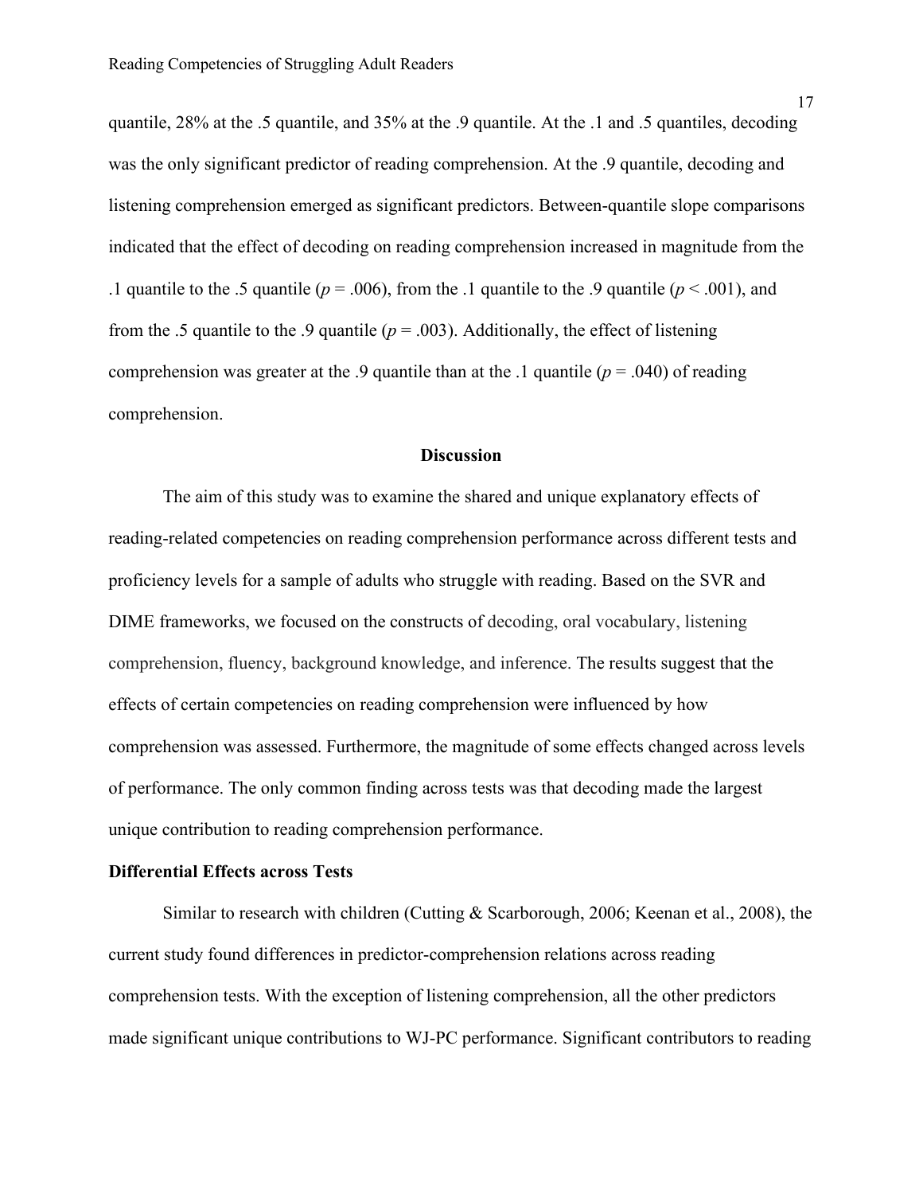quantile, 28% at the .5 quantile, and 35% at the .9 quantile. At the .1 and .5 quantiles, decoding was the only significant predictor of reading comprehension. At the .9 quantile, decoding and listening comprehension emerged as significant predictors. Between-quantile slope comparisons indicated that the effect of decoding on reading comprehension increased in magnitude from the .1 quantile to the .5 quantile ($p$ = .006), from the .1 quantile to the .9 quantile ($p$ < .001), and from the .5 quantile to the .9 quantile ($p$ = .003). Additionally, the effect of listening comprehension was greater at the .9 quantile than at the .1 quantile ($p$ = .040) of reading comprehension.

## Discussion

The aim of this study was to examine the shared and unique explanatory effects of reading-related competencies on reading comprehension performance across different tests and proficiency levels for a sample of adults who struggle with reading. Based on the SVR and DIME frameworks, we focused on the constructs of decoding, oral vocabulary, listening comprehension, fluency, background knowledge, and inference. The results suggest that the effects of certain competencies on reading comprehension were influenced by how comprehension was assessed. Furthermore, the magnitude of some effects changed across levels of performance. The only common finding across tests was that decoding made the largest unique contribution to reading comprehension performance.

### Differential Effects across Tests

Similar to research with children (Cutting & Scarborough, 2006; Keenan et al., 2008), the current study found differences in predictor-comprehension relations across reading comprehension tests. With the exception of listening comprehension, all the other predictors made significant unique contributions to WJ-PC performance. Significant contributors to reading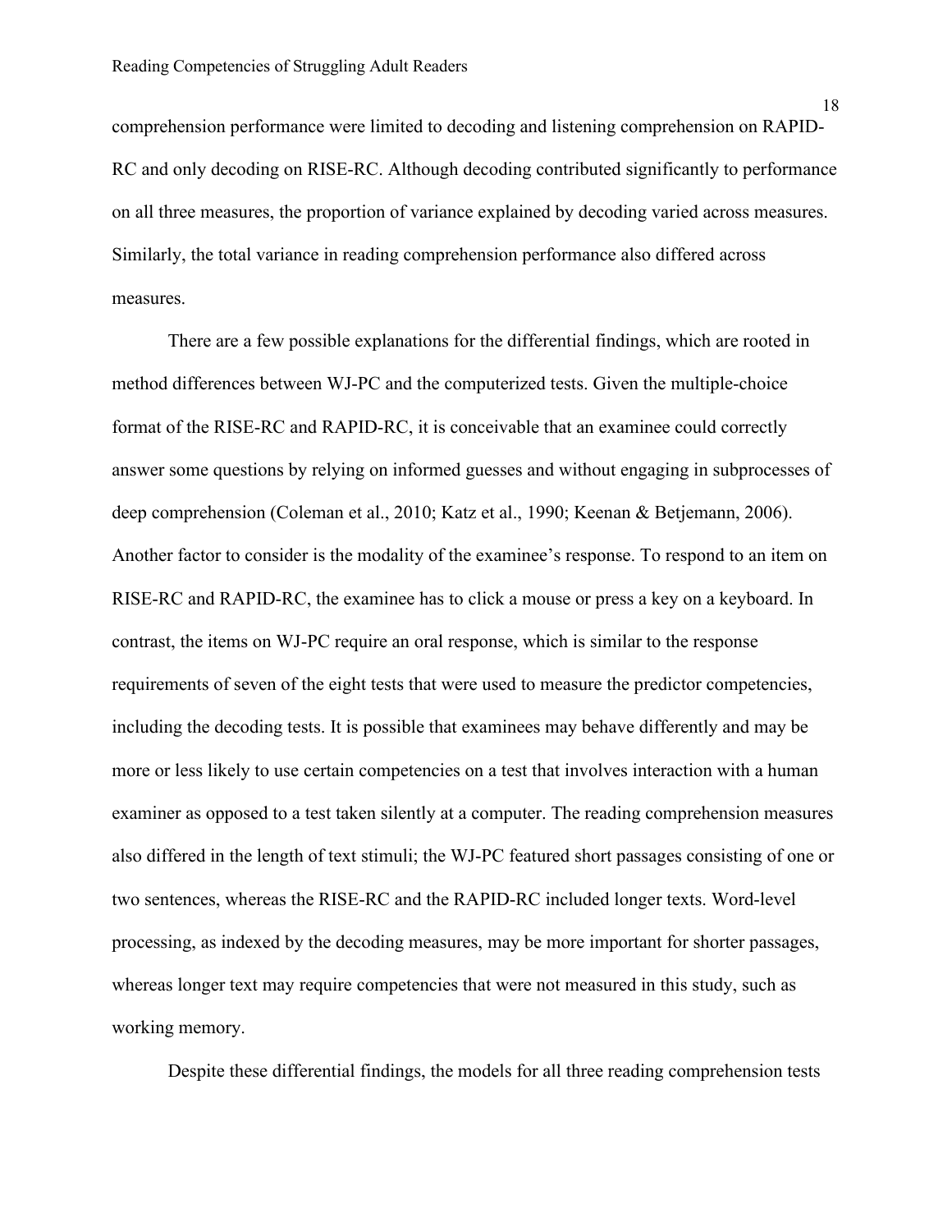comprehension performance were limited to decoding and listening comprehension on RAPID-RC and only decoding on RISE-RC. Although decoding contributed significantly to performance on all three measures, the proportion of variance explained by decoding varied across measures. Similarly, the total variance in reading comprehension performance also differed across measures.

There are a few possible explanations for the differential findings, which are rooted in method differences between WJ-PC and the computerized tests. Given the multiple-choice format of the RISE-RC and RAPID-RC, it is conceivable that an examinee could correctly answer some questions by relying on informed guesses and without engaging in subprocesses of deep comprehension (Coleman et al., 2010; Katz et al., 1990; Keenan & Betjemann, 2006). Another factor to consider is the modality of the examinee's response. To respond to an item on RISE-RC and RAPID-RC, the examinee has to click a mouse or press a key on a keyboard. In contrast, the items on WJ-PC require an oral response, which is similar to the response requirements of seven of the eight tests that were used to measure the predictor competencies, including the decoding tests. It is possible that examinees may behave differently and may be more or less likely to use certain competencies on a test that involves interaction with a human examiner as opposed to a test taken silently at a computer. The reading comprehension measures also differed in the length of text stimuli; the WJ-PC featured short passages consisting of one or two sentences, whereas the RISE-RC and the RAPID-RC included longer texts. Word-level processing, as indexed by the decoding measures, may be more important for shorter passages, whereas longer text may require competencies that were not measured in this study, such as working memory.

Despite these differential findings, the models for all three reading comprehension tests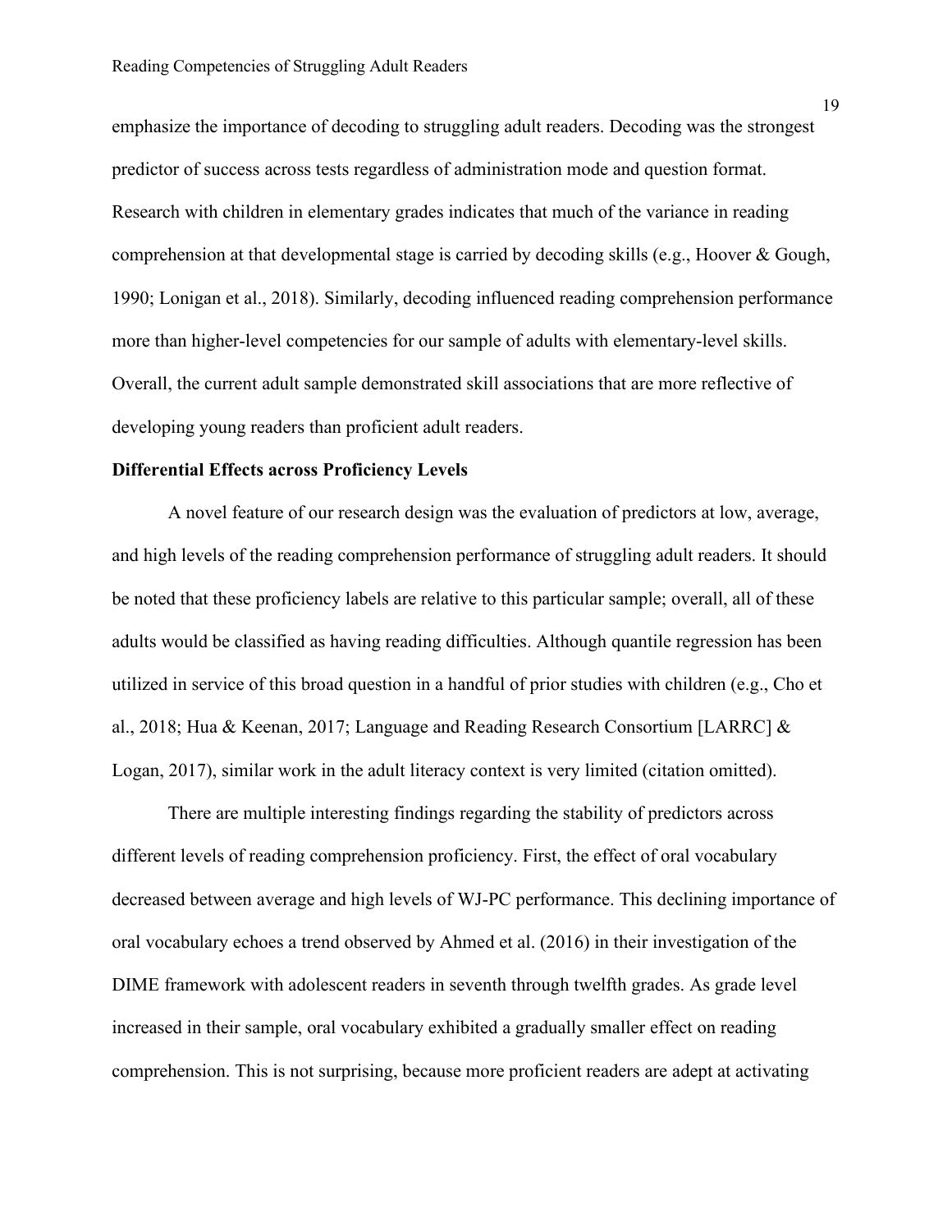emphasize the importance of decoding to struggling adult readers. Decoding was the strongest predictor of success across tests regardless of administration mode and question format. Research with children in elementary grades indicates that much of the variance in reading comprehension at that developmental stage is carried by decoding skills (e.g., Hoover & Gough, 1990; Lonigan et al., 2018). Similarly, decoding influenced reading comprehension performance more than higher-level competencies for our sample of adults with elementary-level skills. Overall, the current adult sample demonstrated skill associations that are more reflective of developing young readers than proficient adult readers.

**Differential Effects across Proficiency Levels**

A novel feature of our research design was the evaluation of predictors at low, average, and high levels of the reading comprehension performance of struggling adult readers. It should be noted that these proficiency labels are relative to this particular sample; overall, all of these adults would be classified as having reading difficulties. Although quantile regression has been utilized in service of this broad question in a handful of prior studies with children (e.g., Cho et al., 2018; Hua & Keenan, 2017; Language and Reading Research Consortium [LARRC] & Logan, 2017), similar work in the adult literacy context is very limited (citation omitted).

There are multiple interesting findings regarding the stability of predictors across different levels of reading comprehension proficiency. First, the effect of oral vocabulary decreased between average and high levels of WJ-PC performance. This declining importance of oral vocabulary echoes a trend observed by Ahmed et al. (2016) in their investigation of the DIME framework with adolescent readers in seventh through twelfth grades. As grade level increased in their sample, oral vocabulary exhibited a gradually smaller effect on reading comprehension. This is not surprising, because more proficient readers are adept at activating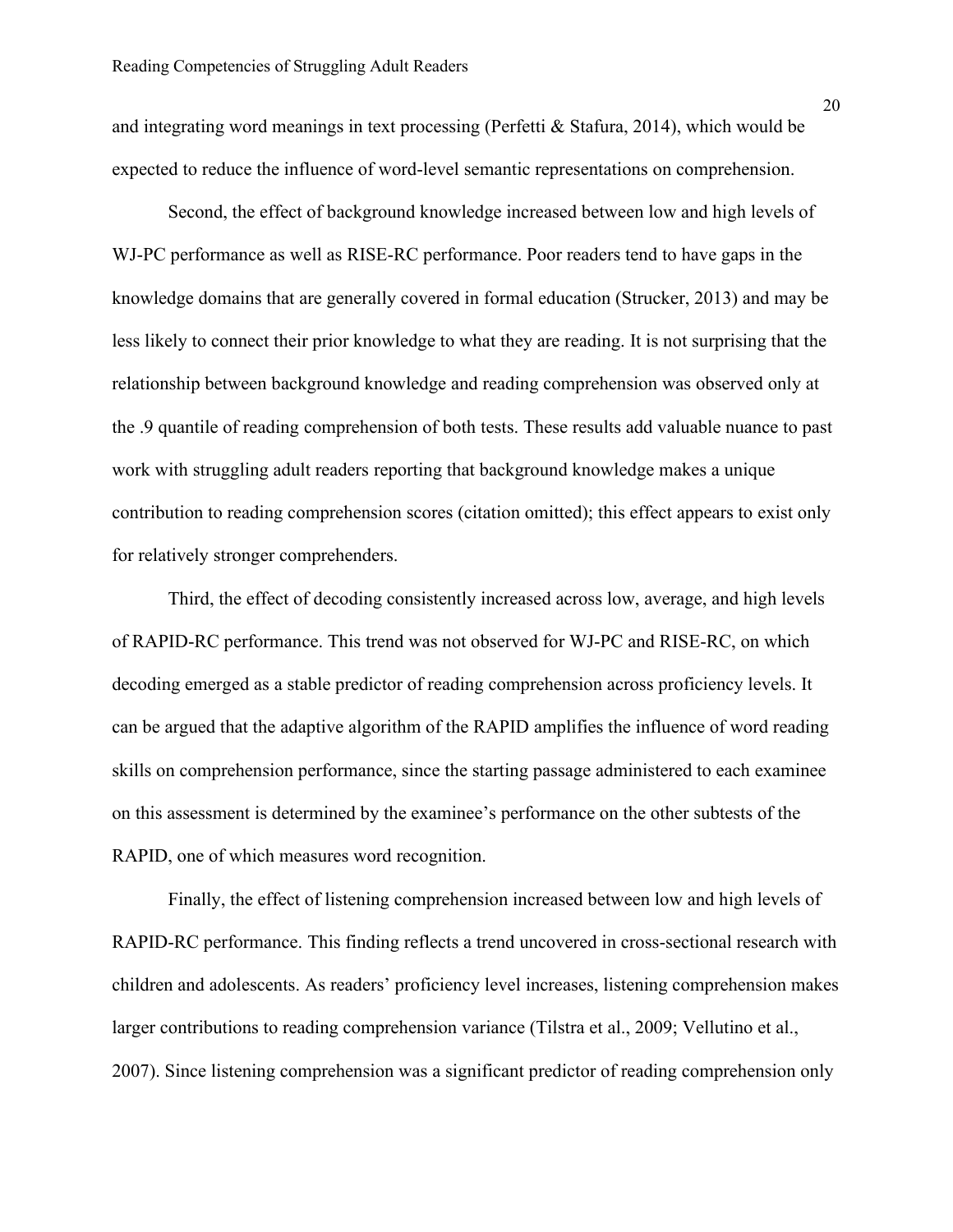and integrating word meanings in text processing (Perfetti & Stafura, 2014), which would be expected to reduce the influence of word-level semantic representations on comprehension.

Second, the effect of background knowledge increased between low and high levels of WJ-PC performance as well as RISE-RC performance. Poor readers tend to have gaps in the knowledge domains that are generally covered in formal education (Strucker, 2013) and may be less likely to connect their prior knowledge to what they are reading. It is not surprising that the relationship between background knowledge and reading comprehension was observed only at the .9 quantile of reading comprehension of both tests. These results add valuable nuance to past work with struggling adult readers reporting that background knowledge makes a unique contribution to reading comprehension scores (citation omitted); this effect appears to exist only for relatively stronger comprehenders.

Third, the effect of decoding consistently increased across low, average, and high levels of RAPID-RC performance. This trend was not observed for WJ-PC and RISE-RC, on which decoding emerged as a stable predictor of reading comprehension across proficiency levels. It can be argued that the adaptive algorithm of the RAPID amplifies the influence of word reading skills on comprehension performance, since the starting passage administered to each examinee on this assessment is determined by the examinee's performance on the other subtests of the RAPID, one of which measures word recognition.

Finally, the effect of listening comprehension increased between low and high levels of RAPID-RC performance. This finding reflects a trend uncovered in cross-sectional research with children and adolescents. As readers' proficiency level increases, listening comprehension makes larger contributions to reading comprehension variance (Tilstra et al., 2009; Vellutino et al., 2007). Since listening comprehension was a significant predictor of reading comprehension only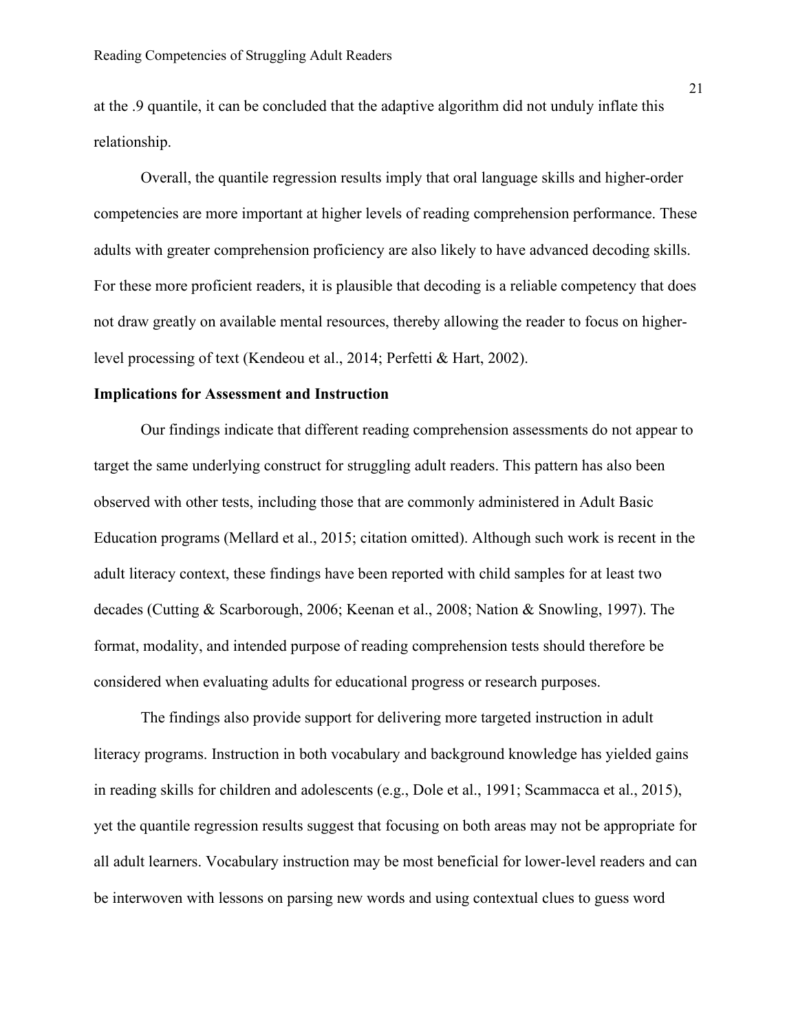at the .9 quantile, it can be concluded that the adaptive algorithm did not unduly inflate this relationship.

Overall, the quantile regression results imply that oral language skills and higher-order competencies are more important at higher levels of reading comprehension performance. These adults with greater comprehension proficiency are also likely to have advanced decoding skills. For these more proficient readers, it is plausible that decoding is a reliable competency that does not draw greatly on available mental resources, thereby allowing the reader to focus on higher-level processing of text (Kendeou et al., 2014; Perfetti & Hart, 2002).

**Implications for Assessment and Instruction**

Our findings indicate that different reading comprehension assessments do not appear to target the same underlying construct for struggling adult readers. This pattern has also been observed with other tests, including those that are commonly administered in Adult Basic Education programs (Mellard et al., 2015; citation omitted). Although such work is recent in the adult literacy context, these findings have been reported with child samples for at least two decades (Cutting & Scarborough, 2006; Keenan et al., 2008; Nation & Snowling, 1997). The format, modality, and intended purpose of reading comprehension tests should therefore be considered when evaluating adults for educational progress or research purposes.

The findings also provide support for delivering more targeted instruction in adult literacy programs. Instruction in both vocabulary and background knowledge has yielded gains in reading skills for children and adolescents (e.g., Dole et al., 1991; Scammacca et al., 2015), yet the quantile regression results suggest that focusing on both areas may not be appropriate for all adult learners. Vocabulary instruction may be most beneficial for lower-level readers and can be interwoven with lessons on parsing new words and using contextual clues to guess word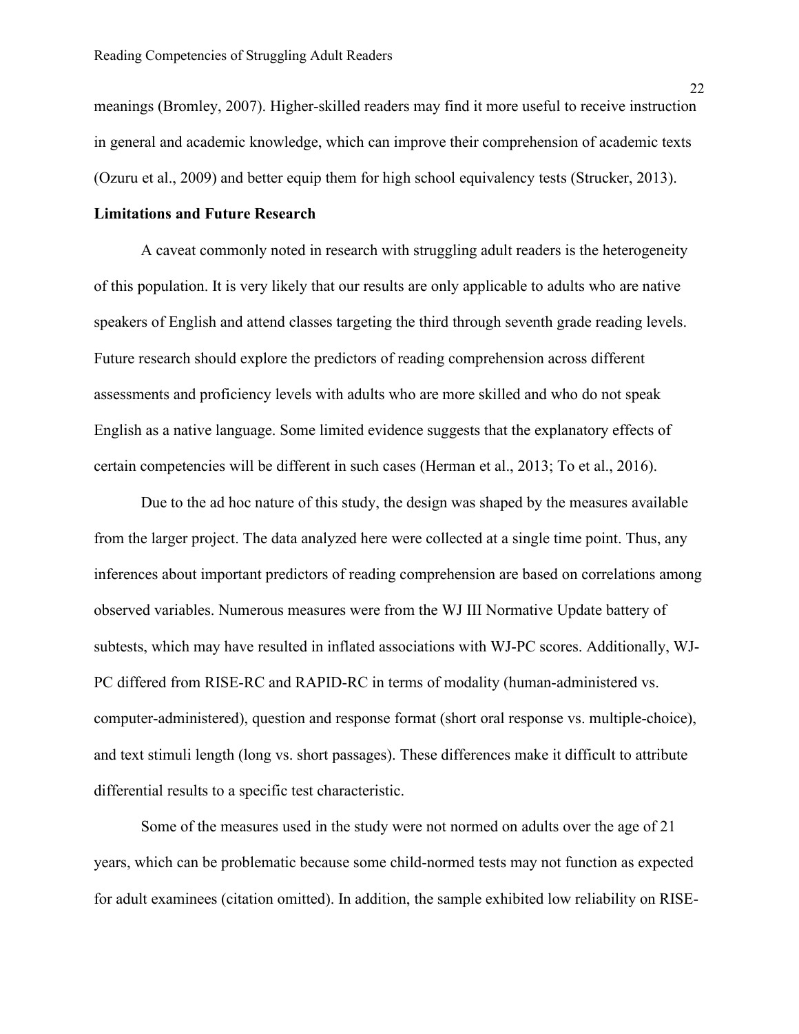meanings (Bromley, 2007). Higher-skilled readers may find it more useful to receive instruction in general and academic knowledge, which can improve their comprehension of academic texts (Ozuru et al., 2009) and better equip them for high school equivalency tests (Strucker, 2013).

**Limitations and Future Research**

A caveat commonly noted in research with struggling adult readers is the heterogeneity of this population. It is very likely that our results are only applicable to adults who are native speakers of English and attend classes targeting the third through seventh grade reading levels. Future research should explore the predictors of reading comprehension across different assessments and proficiency levels with adults who are more skilled and who do not speak English as a native language. Some limited evidence suggests that the explanatory effects of certain competencies will be different in such cases (Herman et al., 2013; To et al., 2016).

Due to the ad hoc nature of this study, the design was shaped by the measures available from the larger project. The data analyzed here were collected at a single time point. Thus, any inferences about important predictors of reading comprehension are based on correlations among observed variables. Numerous measures were from the WJ III Normative Update battery of subtests, which may have resulted in inflated associations with WJ-PC scores. Additionally, WJ-PC differed from RISE-RC and RAPID-RC in terms of modality (human-administered vs. computer-administered), question and response format (short oral response vs. multiple-choice), and text stimuli length (long vs. short passages). These differences make it difficult to attribute differential results to a specific test characteristic.

Some of the measures used in the study were not normed on adults over the age of 21 years, which can be problematic because some child-normed tests may not function as expected for adult examinees (citation omitted). In addition, the sample exhibited low reliability on RISE-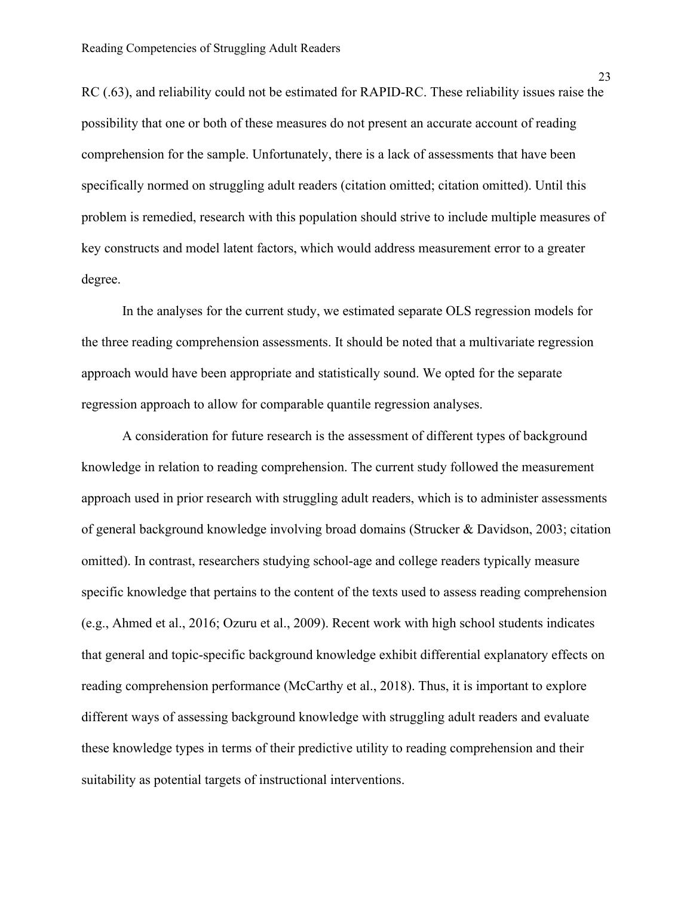RC (.63), and reliability could not be estimated for RAPID-RC. These reliability issues raise the possibility that one or both of these measures do not present an accurate account of reading comprehension for the sample. Unfortunately, there is a lack of assessments that have been specifically normed on struggling adult readers (citation omitted; citation omitted). Until this problem is remedied, research with this population should strive to include multiple measures of key constructs and model latent factors, which would address measurement error to a greater degree.

In the analyses for the current study, we estimated separate OLS regression models for the three reading comprehension assessments. It should be noted that a multivariate regression approach would have been appropriate and statistically sound. We opted for the separate regression approach to allow for comparable quantile regression analyses.

A consideration for future research is the assessment of different types of background knowledge in relation to reading comprehension. The current study followed the measurement approach used in prior research with struggling adult readers, which is to administer assessments of general background knowledge involving broad domains (Strucker & Davidson, 2003; citation omitted). In contrast, researchers studying school-age and college readers typically measure specific knowledge that pertains to the content of the texts used to assess reading comprehension (e.g., Ahmed et al., 2016; Ozuru et al., 2009). Recent work with high school students indicates that general and topic-specific background knowledge exhibit differential explanatory effects on reading comprehension performance (McCarthy et al., 2018). Thus, it is important to explore different ways of assessing background knowledge with struggling adult readers and evaluate these knowledge types in terms of their predictive utility to reading comprehension and their suitability as potential targets of instructional interventions.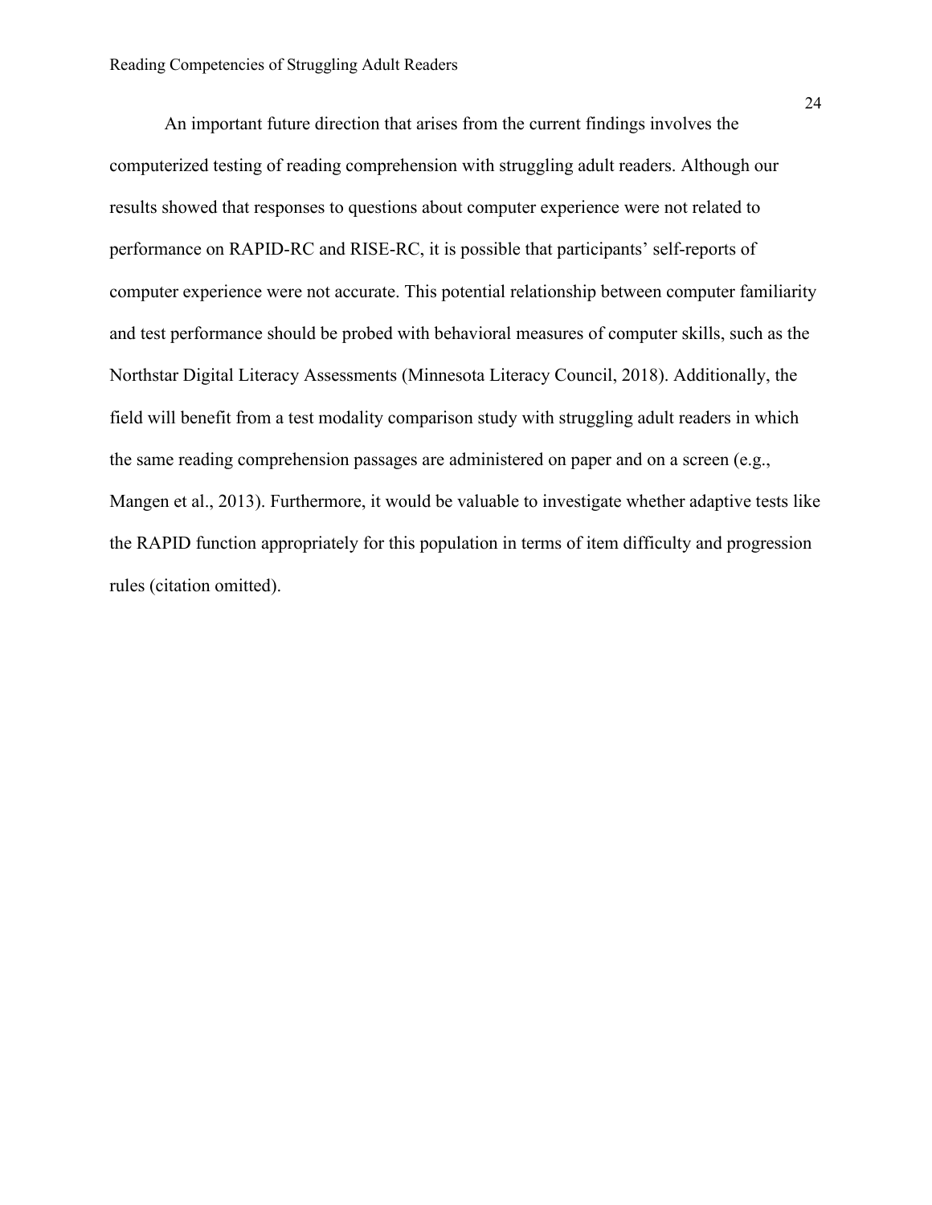An important future direction that arises from the current findings involves the computerized testing of reading comprehension with struggling adult readers. Although our results showed that responses to questions about computer experience were not related to performance on RAPID-RC and RISE-RC, it is possible that participants' self-reports of computer experience were not accurate. This potential relationship between computer familiarity and test performance should be probed with behavioral measures of computer skills, such as the Northstar Digital Literacy Assessments (Minnesota Literacy Council, 2018). Additionally, the field will benefit from a test modality comparison study with struggling adult readers in which the same reading comprehension passages are administered on paper and on a screen (e.g., Mangen et al., 2013). Furthermore, it would be valuable to investigate whether adaptive tests like the RAPID function appropriately for this population in terms of item difficulty and progression rules (citation omitted).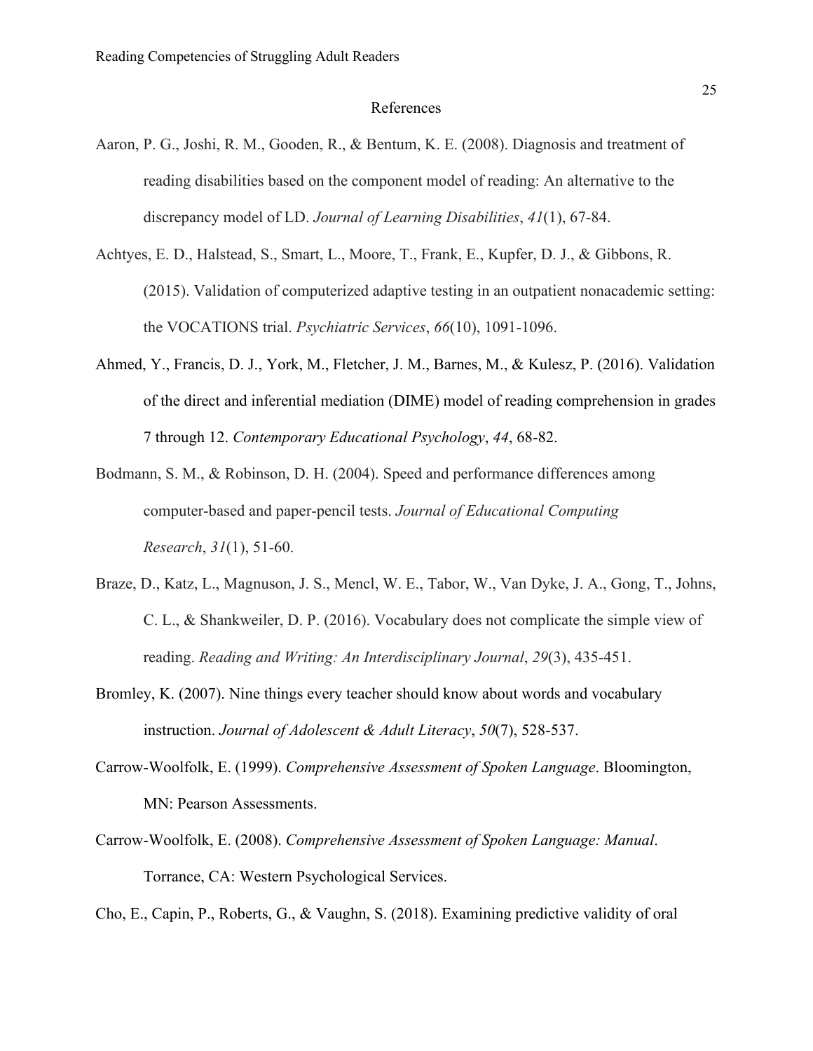# References

Aaron, P. G., Joshi, R. M., Gooden, R., & Bentum, K. E. (2008). Diagnosis and treatment of reading disabilities based on the component model of reading: An alternative to the discrepancy model of LD. *Journal of Learning Disabilities*, *41*(1), 67-84.

Achtyes, E. D., Halstead, S., Smart, L., Moore, T., Frank, E., Kupfer, D. J., & Gibbons, R. (2015). Validation of computerized adaptive testing in an outpatient nonacademic setting: the VOCATIONS trial. *Psychiatric Services*, *66*(10), 1091-1096.

Ahmed, Y., Francis, D. J., York, M., Fletcher, J. M., Barnes, M., & Kulesz, P. (2016). Validation of the direct and inferential mediation (DIME) model of reading comprehension in grades 7 through 12. *Contemporary Educational Psychology*, *44*, 68-82.

Bodmann, S. M., & Robinson, D. H. (2004). Speed and performance differences among computer-based and paper-pencil tests. *Journal of Educational Computing Research*, *31*(1), 51-60.

Braze, D., Katz, L., Magnuson, J. S., Mencl, W. E., Tabor, W., Van Dyke, J. A., Gong, T., Johns, C. L., & Shankweiler, D. P. (2016). Vocabulary does not complicate the simple view of reading. *Reading and Writing: An Interdisciplinary Journal*, *29*(3), 435-451.

Bromley, K. (2007). Nine things every teacher should know about words and vocabulary instruction. *Journal of Adolescent & Adult Literacy*, *50*(7), 528-537.

Carrow-Woolfolk, E. (1999). *Comprehensive Assessment of Spoken Language*. Bloomington, MN: Pearson Assessments.

Carrow-Woolfolk, E. (2008). *Comprehensive Assessment of Spoken Language: Manual*. Torrance, CA: Western Psychological Services.

Cho, E., Capin, P., Roberts, G., & Vaughn, S. (2018). Examining predictive validity of oral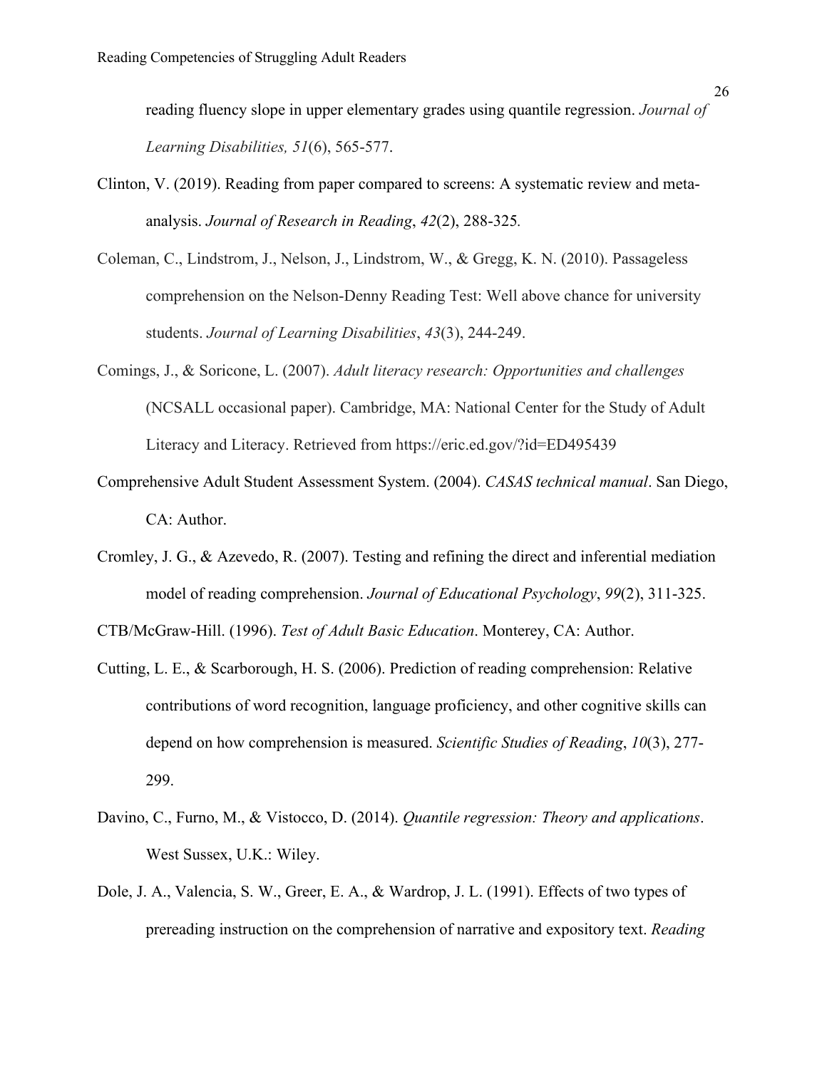reading fluency slope in upper elementary grades using quantile regression. *Journal of Learning Disabilities, 51*(6), 565-577.

Clinton, V. (2019). Reading from paper compared to screens: A systematic review and meta-analysis. *Journal of Research in Reading*, *42*(2), 288-325.

Coleman, C., Lindstrom, J., Nelson, J., Lindstrom, W., & Gregg, K. N. (2010). Passageless comprehension on the Nelson-Denny Reading Test: Well above chance for university students. *Journal of Learning Disabilities*, *43*(3), 244-249.

Comings, J., & Soricone, L. (2007). *Adult literacy research: Opportunities and challenges* (NCSALL occasional paper). Cambridge, MA: National Center for the Study of Adult Literacy and Literacy. Retrieved from https://eric.ed.gov/?id=ED495439

Comprehensive Adult Student Assessment System. (2004). *CASAS technical manual*. San Diego, CA: Author.

Cromley, J. G., & Azevedo, R. (2007). Testing and refining the direct and inferential mediation model of reading comprehension. *Journal of Educational Psychology*, *99*(2), 311-325.

CTB/McGraw-Hill. (1996). *Test of Adult Basic Education*. Monterey, CA: Author.

Cutting, L. E., & Scarborough, H. S. (2006). Prediction of reading comprehension: Relative contributions of word recognition, language proficiency, and other cognitive skills can depend on how comprehension is measured. *Scientific Studies of Reading*, *10*(3), 277-299.

Davino, C., Furno, M., & Vistocco, D. (2014). *Quantile regression: Theory and applications*. West Sussex, U.K.: Wiley.

Dole, J. A., Valencia, S. W., Greer, E. A., & Wardrop, J. L. (1991). Effects of two types of prereading instruction on the comprehension of narrative and expository text. *Reading*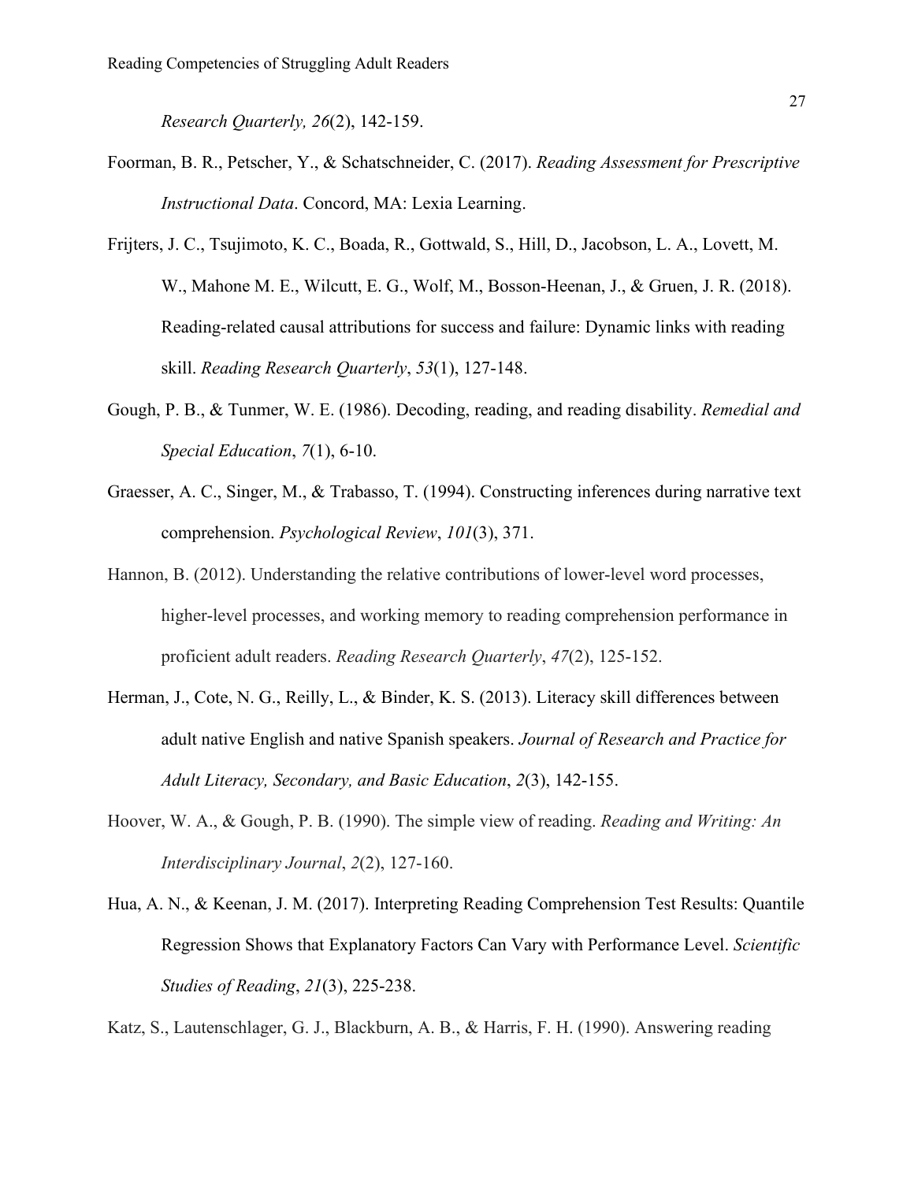*Research Quarterly, 26*(2), 142-159.

Foorman, B. R., Petscher, Y., & Schatschneider, C. (2017). *Reading Assessment for Prescriptive Instructional Data*. Concord, MA: Lexia Learning.

Frijters, J. C., Tsujimoto, K. C., Boada, R., Gottwald, S., Hill, D., Jacobson, L. A., Lovett, M. W., Mahone M. E., Wilcutt, E. G., Wolf, M., Bosson-Heenan, J., & Gruen, J. R. (2018). Reading-related causal attributions for success and failure: Dynamic links with reading skill. *Reading Research Quarterly*, *53*(1), 127-148.

Gough, P. B., & Tunmer, W. E. (1986). Decoding, reading, and reading disability. *Remedial and Special Education*, *7*(1), 6-10.

Graesser, A. C., Singer, M., & Trabasso, T. (1994). Constructing inferences during narrative text comprehension. *Psychological Review*, *101*(3), 371.

Hannon, B. (2012). Understanding the relative contributions of lower-level word processes, higher-level processes, and working memory to reading comprehension performance in proficient adult readers. *Reading Research Quarterly*, *47*(2), 125-152.

Herman, J., Cote, N. G., Reilly, L., & Binder, K. S. (2013). Literacy skill differences between adult native English and native Spanish speakers. *Journal of Research and Practice for Adult Literacy, Secondary, and Basic Education*, *2*(3), 142-155.

Hoover, W. A., & Gough, P. B. (1990). The simple view of reading. *Reading and Writing: An Interdisciplinary Journal*, *2*(2), 127-160.

Hua, A. N., & Keenan, J. M. (2017). Interpreting Reading Comprehension Test Results: Quantile Regression Shows that Explanatory Factors Can Vary with Performance Level. *Scientific Studies of Reading*, *21*(3), 225-238.

Katz, S., Lautenschlager, G. J., Blackburn, A. B., & Harris, F. H. (1990). Answering reading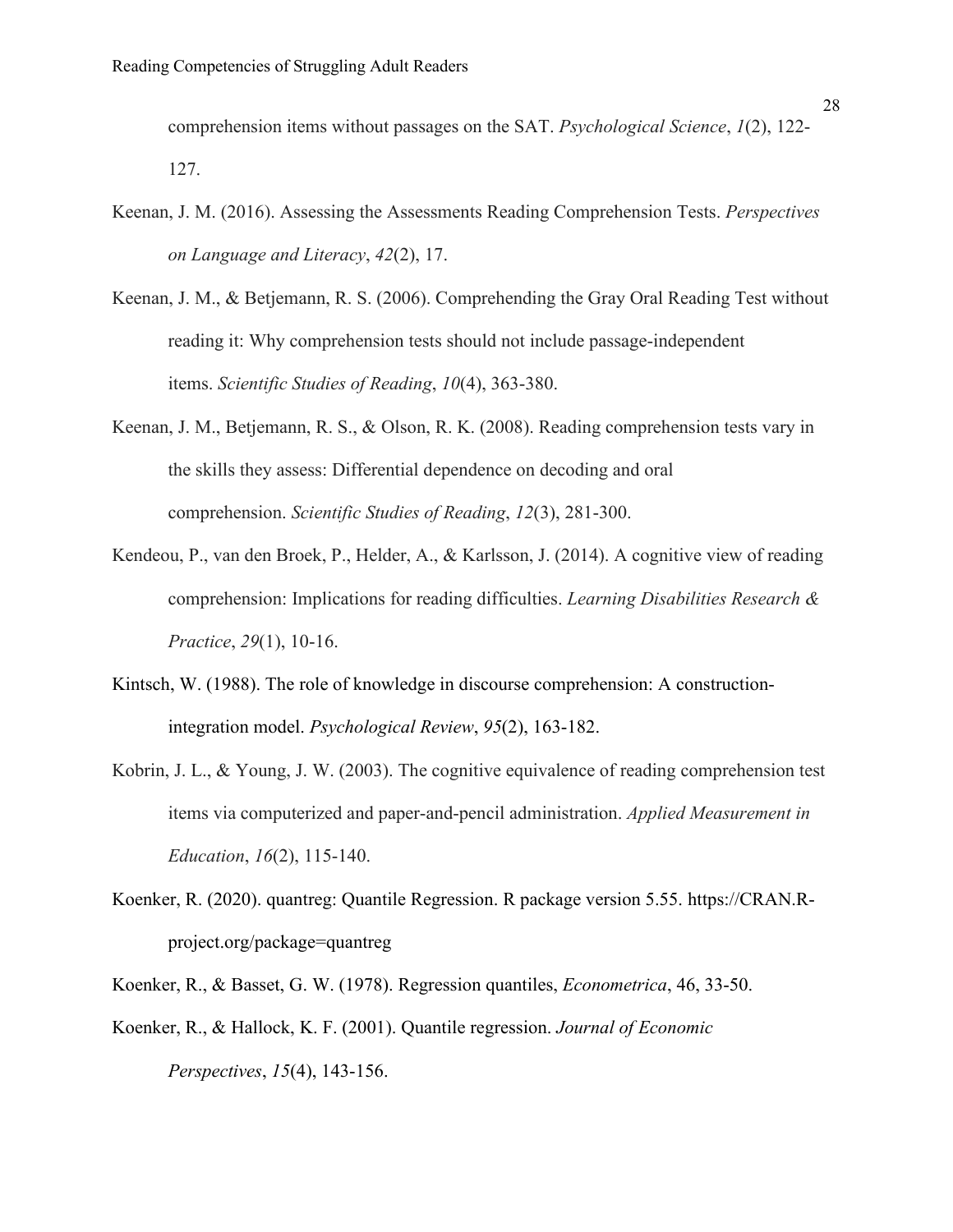comprehension items without passages on the SAT. *Psychological Science*, *1*(2), 122-127.

Keenan, J. M. (2016). Assessing the Assessments Reading Comprehension Tests. *Perspectives on Language and Literacy*, *42*(2), 17.

Keenan, J. M., & Betjemann, R. S. (2006). Comprehending the Gray Oral Reading Test without reading it: Why comprehension tests should not include passage-independent items. *Scientific Studies of Reading*, *10*(4), 363-380.

Keenan, J. M., Betjemann, R. S., & Olson, R. K. (2008). Reading comprehension tests vary in the skills they assess: Differential dependence on decoding and oral comprehension. *Scientific Studies of Reading*, *12*(3), 281-300.

Kendeou, P., van den Broek, P., Helder, A., & Karlsson, J. (2014). A cognitive view of reading comprehension: Implications for reading difficulties. *Learning Disabilities Research & Practice*, *29*(1), 10-16.

Kintsch, W. (1988). The role of knowledge in discourse comprehension: A construction-integration model. *Psychological Review*, *95*(2), 163-182.

Kobrin, J. L., & Young, J. W. (2003). The cognitive equivalence of reading comprehension test items via computerized and paper-and-pencil administration. *Applied Measurement in Education*, *16*(2), 115-140.

Koenker, R. (2020). quantreg: Quantile Regression. R package version 5.55. https://CRAN.R-project.org/package=quantreg

Koenker, R., & Basset, G. W. (1978). Regression quantiles, *Econometrica*, 46, 33-50.

Koenker, R., & Hallock, K. F. (2001). Quantile regression. *Journal of Economic Perspectives*, *15*(4), 143-156.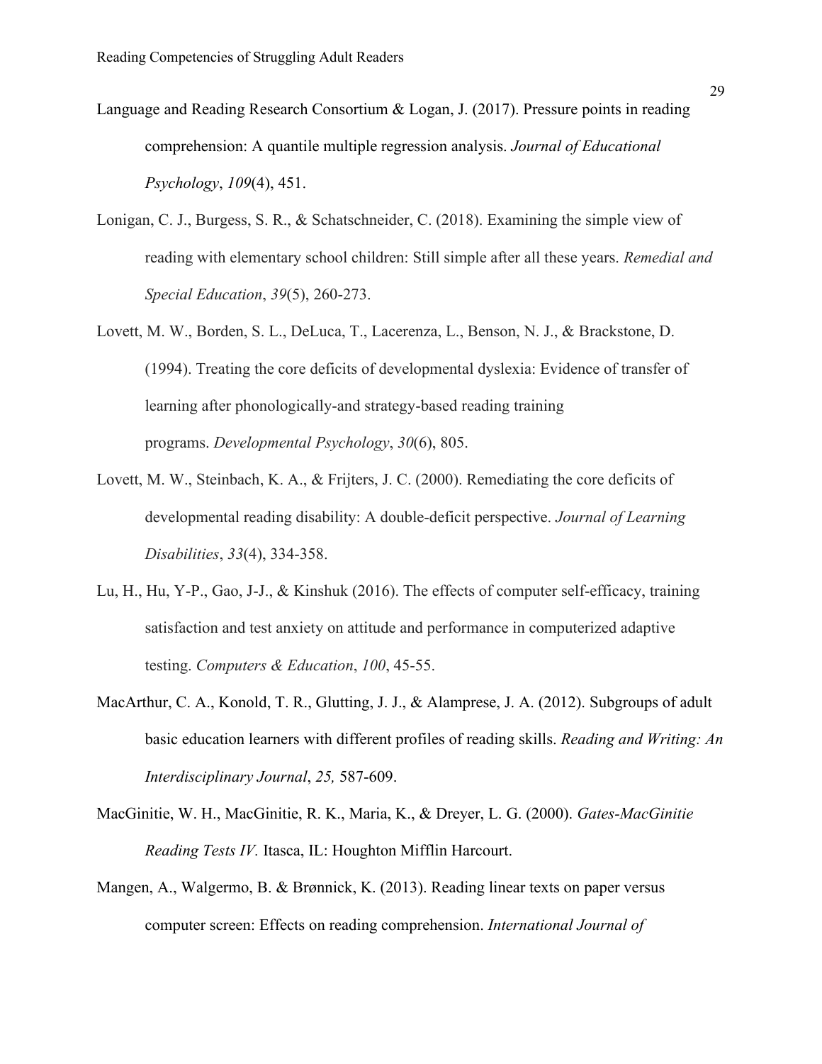Language and Reading Research Consortium & Logan, J. (2017). Pressure points in reading comprehension: A quantile multiple regression analysis. *Journal of Educational Psychology*, *109*(4), 451.

Lonigan, C. J., Burgess, S. R., & Schatschneider, C. (2018). Examining the simple view of reading with elementary school children: Still simple after all these years. *Remedial and Special Education*, *39*(5), 260-273.

Lovett, M. W., Borden, S. L., DeLuca, T., Lacerenza, L., Benson, N. J., & Brackstone, D. (1994). Treating the core deficits of developmental dyslexia: Evidence of transfer of learning after phonologically-and strategy-based reading training programs. *Developmental Psychology*, *30*(6), 805.

Lovett, M. W., Steinbach, K. A., & Frijters, J. C. (2000). Remediating the core deficits of developmental reading disability: A double-deficit perspective. *Journal of Learning Disabilities*, *33*(4), 334-358.

Lu, H., Hu, Y-P., Gao, J-J., & Kinshuk (2016). The effects of computer self-efficacy, training satisfaction and test anxiety on attitude and performance in computerized adaptive testing. *Computers & Education*, *100*, 45-55.

MacArthur, C. A., Konold, T. R., Glutting, J. J., & Alamprese, J. A. (2012). Subgroups of adult basic education learners with different profiles of reading skills. *Reading and Writing: An Interdisciplinary Journal*, *25,* 587-609.

MacGinitie, W. H., MacGinitie, R. K., Maria, K., & Dreyer, L. G. (2000). *Gates-MacGinitie Reading Tests IV.* Itasca, IL: Houghton Mifflin Harcourt.

Mangen, A., Walgermo, B. & Brønnick, K. (2013). Reading linear texts on paper versus computer screen: Effects on reading comprehension. *International Journal of*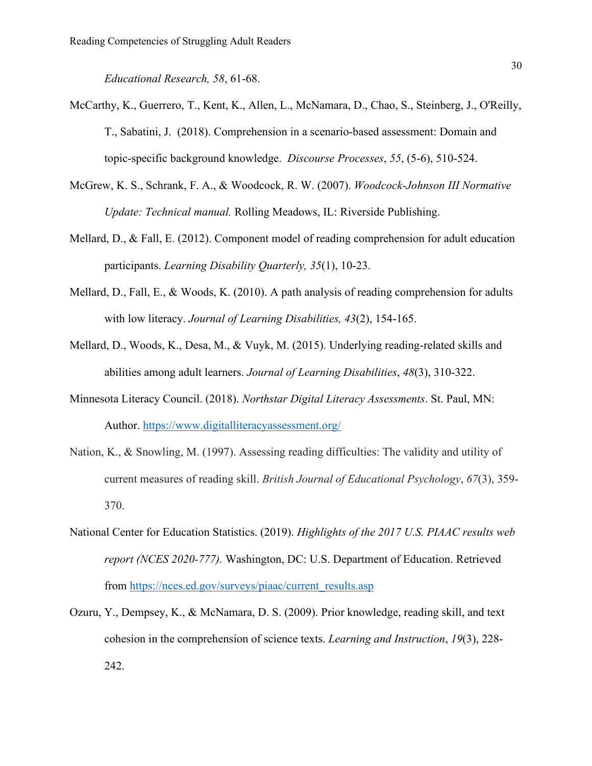*Educational Research, 58*, 61-68.

McCarthy, K., Guerrero, T., Kent, K., Allen, L., McNamara, D., Chao, S., Steinberg, J., O'Reilly, T., Sabatini, J. (2018). Comprehension in a scenario-based assessment: Domain and topic-specific background knowledge. *Discourse Processes*, *55*, (5-6), 510-524.

McGrew, K. S., Schrank, F. A., & Woodcock, R. W. (2007). *Woodcock-Johnson III Normative Update: Technical manual.* Rolling Meadows, IL: Riverside Publishing.

Mellard, D., & Fall, E. (2012). Component model of reading comprehension for adult education participants. *Learning Disability Quarterly, 35*(1), 10-23.

Mellard, D., Fall, E., & Woods, K. (2010). A path analysis of reading comprehension for adults with low literacy. *Journal of Learning Disabilities, 43*(2), 154-165.

Mellard, D., Woods, K., Desa, M., & Vuyk, M. (2015). Underlying reading-related skills and abilities among adult learners. *Journal of Learning Disabilities*, *48*(3), 310-322.

Minnesota Literacy Council. (2018). *Northstar Digital Literacy Assessments*. St. Paul, MN: Author. https://www.digitalliteracyassessment.org/

Nation, K., & Snowling, M. (1997). Assessing reading difficulties: The validity and utility of current measures of reading skill. *British Journal of Educational Psychology*, *67*(3), 359-370.

National Center for Education Statistics. (2019). *Highlights of the 2017 U.S. PIAAC results web report (NCES 2020-777).* Washington, DC: U.S. Department of Education. Retrieved from https://nces.ed.gov/surveys/piaac/current_results.asp

Ozuru, Y., Dempsey, K., & McNamara, D. S. (2009). Prior knowledge, reading skill, and text cohesion in the comprehension of science texts. *Learning and Instruction*, *19*(3), 228-242.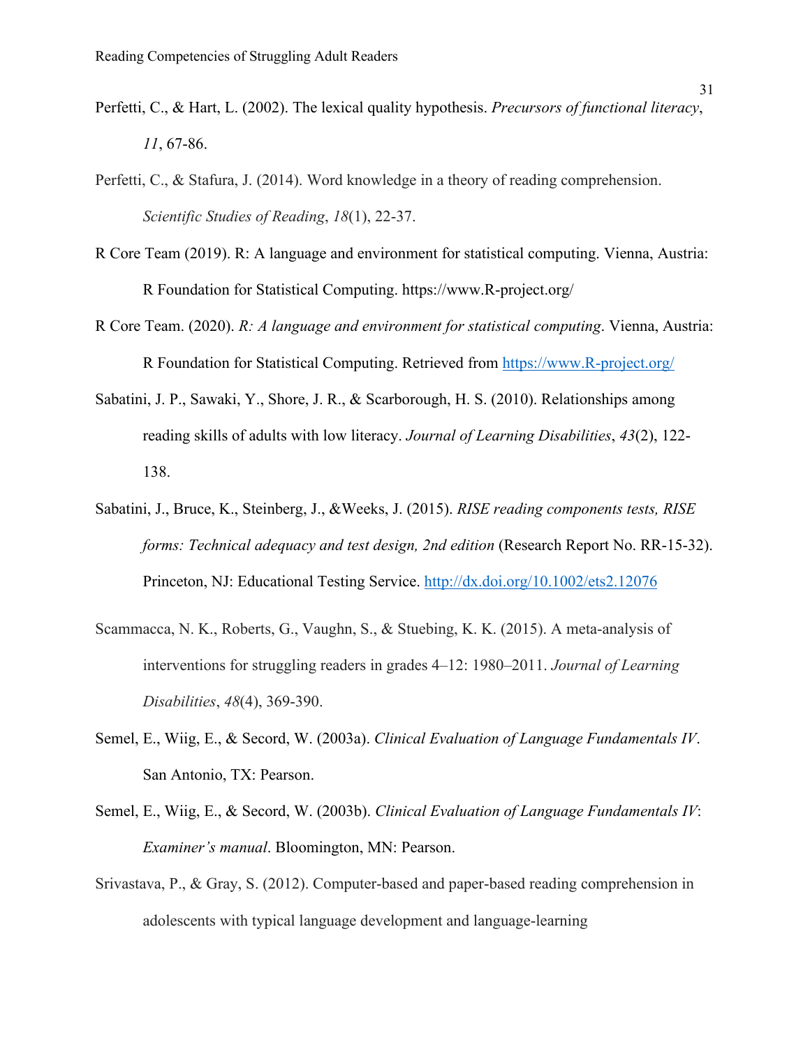Perfetti, C., & Hart, L. (2002). The lexical quality hypothesis. *Precursors of functional literacy*, *11*, 67-86.

Perfetti, C., & Stafura, J. (2014). Word knowledge in a theory of reading comprehension. *Scientific Studies of Reading*, *18*(1), 22-37.

R Core Team (2019). R: A language and environment for statistical computing. Vienna, Austria: R Foundation for Statistical Computing. https://www.R-project.org/

R Core Team. (2020). *R: A language and environment for statistical computing*. Vienna, Austria: R Foundation for Statistical Computing. Retrieved from https://www.R-project.org/

Sabatini, J. P., Sawaki, Y., Shore, J. R., & Scarborough, H. S. (2010). Relationships among reading skills of adults with low literacy. *Journal of Learning Disabilities*, *43*(2), 122-138.

Sabatini, J., Bruce, K., Steinberg, J., &Weeks, J. (2015). *RISE reading components tests, RISE forms: Technical adequacy and test design, 2nd edition* (Research Report No. RR-15-32). Princeton, NJ: Educational Testing Service. http://dx.doi.org/10.1002/ets2.12076

Scammacca, N. K., Roberts, G., Vaughn, S., & Stuebing, K. K. (2015). A meta-analysis of interventions for struggling readers in grades 4–12: 1980–2011. *Journal of Learning Disabilities*, *48*(4), 369-390.

Semel, E., Wiig, E., & Secord, W. (2003a). *Clinical Evaluation of Language Fundamentals IV*. San Antonio, TX: Pearson.

Semel, E., Wiig, E., & Secord, W. (2003b). *Clinical Evaluation of Language Fundamentals IV*: *Examiner's manual*. Bloomington, MN: Pearson.

Srivastava, P., & Gray, S. (2012). Computer-based and paper-based reading comprehension in adolescents with typical language development and language-learning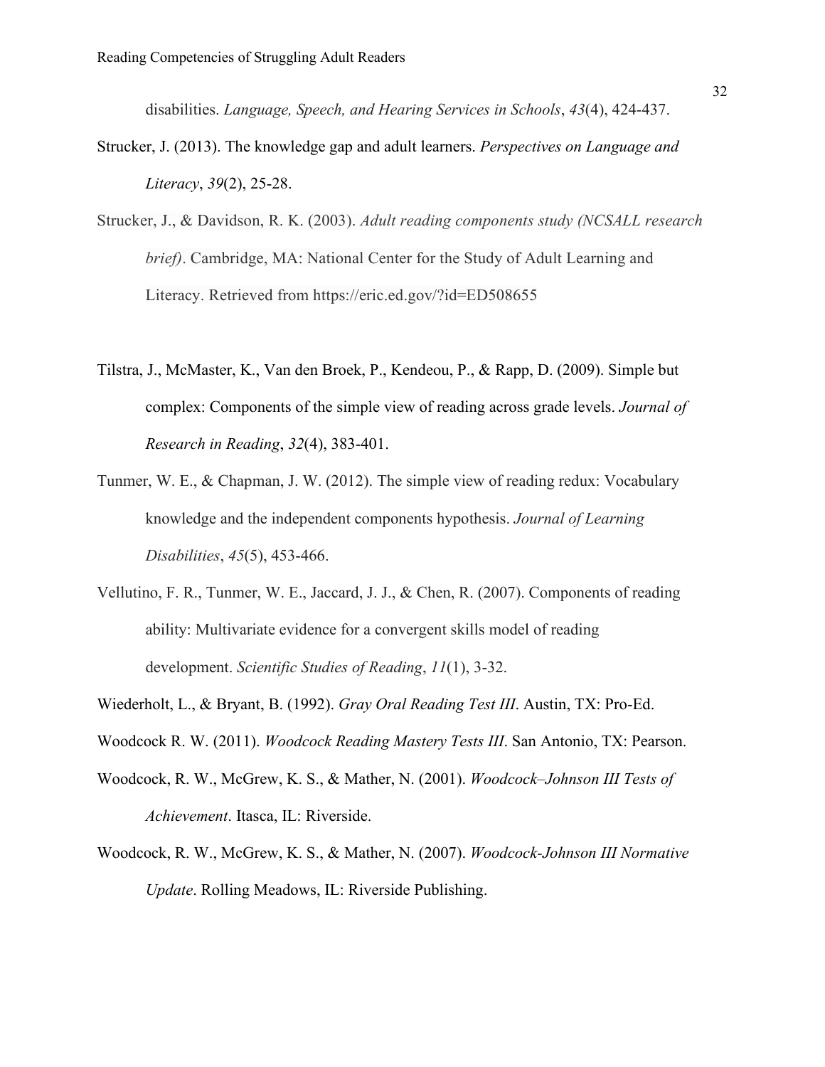disabilities. *Language, Speech, and Hearing Services in Schools*, *43*(4), 424-437.

Strucker, J. (2013). The knowledge gap and adult learners. *Perspectives on Language and Literacy*, *39*(2), 25-28.

Strucker, J., & Davidson, R. K. (2003). *Adult reading components study (NCSALL research brief)*. Cambridge, MA: National Center for the Study of Adult Learning and Literacy. Retrieved from https://eric.ed.gov/?id=ED508655

Tilstra, J., McMaster, K., Van den Broek, P., Kendeou, P., & Rapp, D. (2009). Simple but complex: Components of the simple view of reading across grade levels. *Journal of Research in Reading*, *32*(4), 383-401.

Tunmer, W. E., & Chapman, J. W. (2012). The simple view of reading redux: Vocabulary knowledge and the independent components hypothesis. *Journal of Learning Disabilities*, *45*(5), 453-466.

Vellutino, F. R., Tunmer, W. E., Jaccard, J. J., & Chen, R. (2007). Components of reading ability: Multivariate evidence for a convergent skills model of reading development. *Scientific Studies of Reading*, *11*(1), 3-32.

Wiederholt, L., & Bryant, B. (1992). *Gray Oral Reading Test III*. Austin, TX: Pro-Ed.

Woodcock R. W. (2011). *Woodcock Reading Mastery Tests III*. San Antonio, TX: Pearson.

Woodcock, R. W., McGrew, K. S., & Mather, N. (2001). *Woodcock–Johnson III Tests of Achievement*. Itasca, IL: Riverside.

Woodcock, R. W., McGrew, K. S., & Mather, N. (2007). *Woodcock-Johnson III Normative Update*. Rolling Meadows, IL: Riverside Publishing.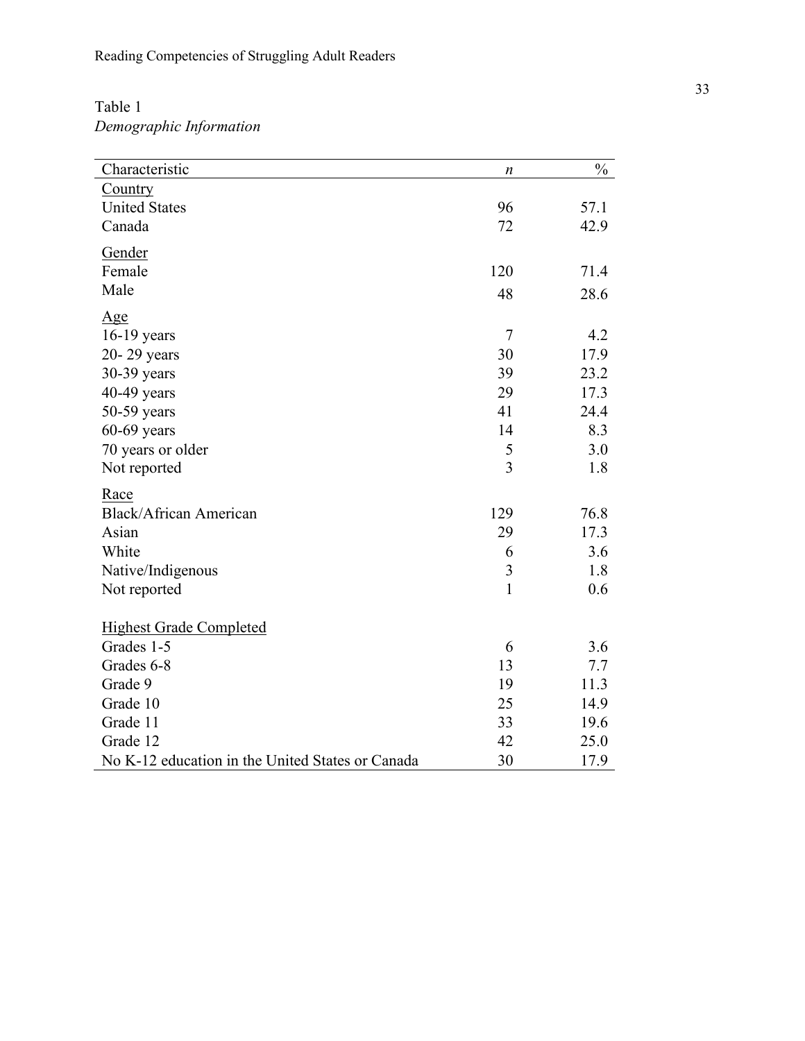Table 1
*Demographic Information*

| Characteristic | *n* | % |
|---|---|---|
| <u>Country</u> | | |
| United States | 96 | 57.1 |
| Canada | 72 | 42.9 |
| <u>Gender</u> | | |
| Female | 120 | 71.4 |
| Male | 48 | 28.6 |
| <u>Age</u> | | |
| 16-19 years | 7 | 4.2 |
| 20- 29 years | 30 | 17.9 |
| 30-39 years | 39 | 23.2 |
| 40-49 years | 29 | 17.3 |
| 50-59 years | 41 | 24.4 |
| 60-69 years | 14 | 8.3 |
| 70 years or older | 5 | 3.0 |
| Not reported | 3 | 1.8 |
| <u>Race</u> | | |
| Black/African American | 129 | 76.8 |
| Asian | 29 | 17.3 |
| White | 6 | 3.6 |
| Native/Indigenous | 3 | 1.8 |
| Not reported | 1 | 0.6 |
| <u>Highest Grade Completed</u> | | |
| Grades 1-5 | 6 | 3.6 |
| Grades 6-8 | 13 | 7.7 |
| Grade 9 | 19 | 11.3 |
| Grade 10 | 25 | 14.9 |
| Grade 11 | 33 | 19.6 |
| Grade 12 | 42 | 25.0 |
| No K-12 education in the United States or Canada | 30 | 17.9 |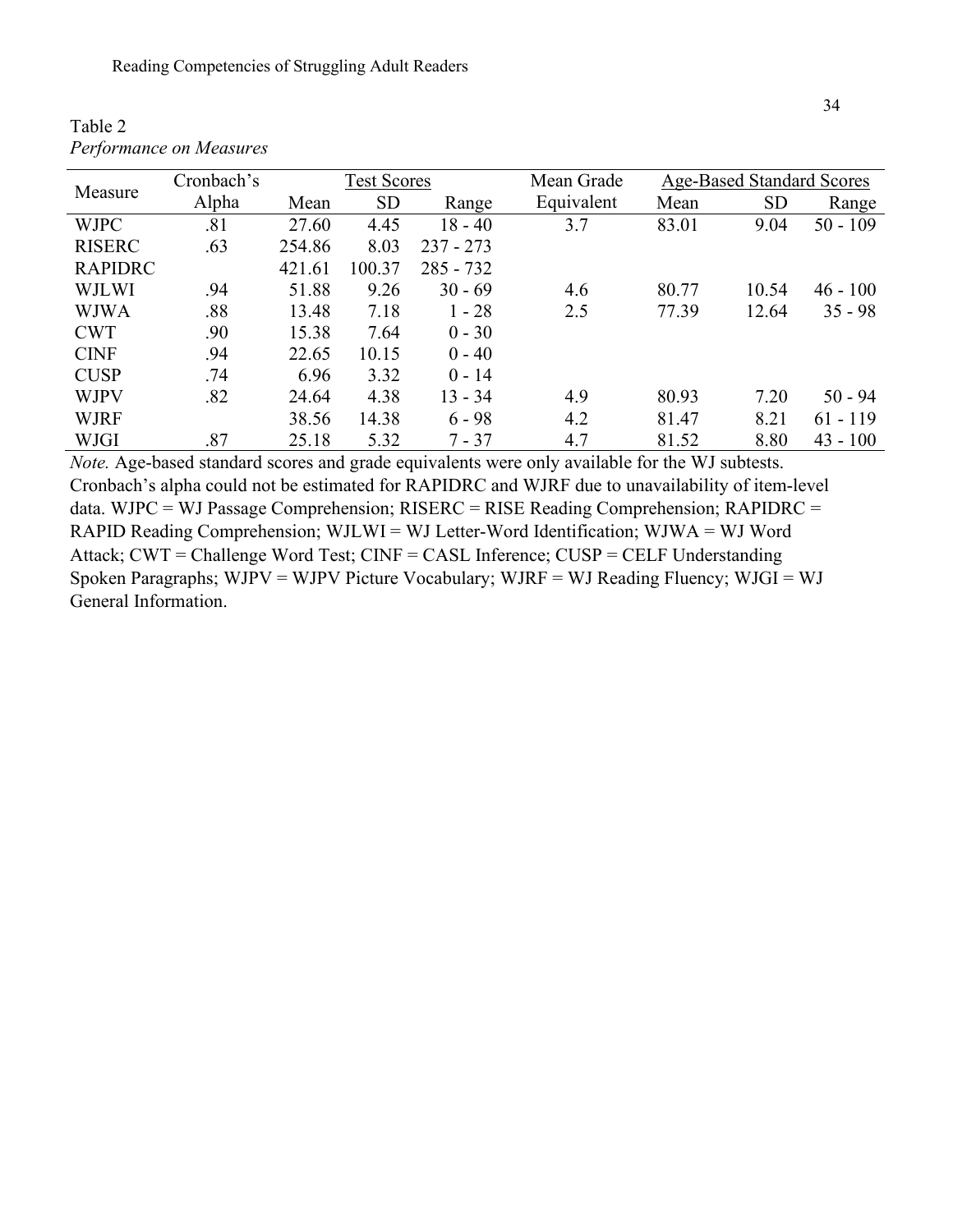Table 2

*Performance on Measures*

| Measure | Cronbach's Alpha | Test Scores | | | Mean Grade Equivalent | Age-Based Standard Scores | | |
|---|---|---|---|---|---|---|---|---|
| | | Mean | SD | Range | | Mean | SD | Range |
| WJPC | .81 | 27.60 | 4.45 | 18 - 40 | 3.7 | 83.01 | 9.04 | 50 - 109 |
| RISERC | .63 | 254.86 | 8.03 | 237 - 273 | | | | |
| RAPIDRC | | 421.61 | 100.37 | 285 - 732 | | | | |
| WJLWI | .94 | 51.88 | 9.26 | 30 - 69 | 4.6 | 80.77 | 10.54 | 46 - 100 |
| WJWA | .88 | 13.48 | 7.18 | 1 - 28 | 2.5 | 77.39 | 12.64 | 35 - 98 |
| CWT | .90 | 15.38 | 7.64 | 0 - 30 | | | | |
| CINF | .94 | 22.65 | 10.15 | 0 - 40 | | | | |
| CUSP | .74 | 6.96 | 3.32 | 0 - 14 | | | | |
| WJPV | .82 | 24.64 | 4.38 | 13 - 34 | 4.9 | 80.93 | 7.20 | 50 - 94 |
| WJRF | | 38.56 | 14.38 | 6 - 98 | 4.2 | 81.47 | 8.21 | 61 - 119 |
| WJGI | .87 | 25.18 | 5.32 | 7 - 37 | 4.7 | 81.52 | 8.80 | 43 - 100 |

*Note.* Age-based standard scores and grade equivalents were only available for the WJ subtests. Cronbach's alpha could not be estimated for RAPIDRC and WJRF due to unavailability of item-level data. WJPC = WJ Passage Comprehension; RISERC = RISE Reading Comprehension; RAPIDRC = RAPID Reading Comprehension; WJLWI = WJ Letter-Word Identification; WJWA = WJ Word Attack; CWT = Challenge Word Test; CINF = CASL Inference; CUSP = CELF Understanding Spoken Paragraphs; WJPV = WJPV Picture Vocabulary; WJRF = WJ Reading Fluency; WJGI = WJ General Information.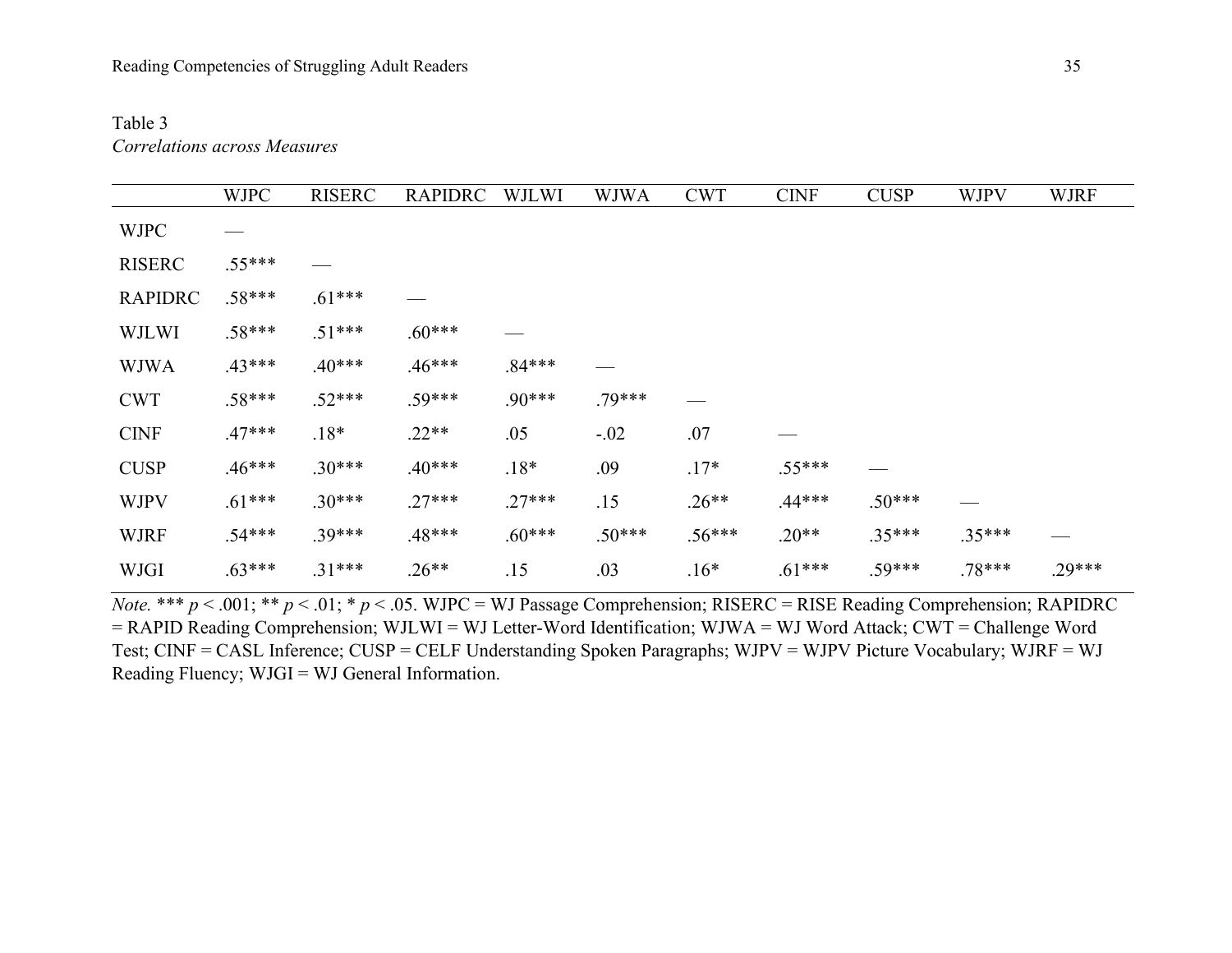Table 3

*Correlations across Measures*

| | WJPC | RISERC | RAPIDRC | WJLWI | WJWA | CWT | CINF | CUSP | WJPV | WJRF |
|---|---|---|---|---|---|---|---|---|---|---|
| WJPC | — | | | | | | | | | |
| RISERC | .55*** | — | | | | | | | | |
| RAPIDRC | .58*** | .61*** | — | | | | | | | |
| WJLWI | .58*** | .51*** | .60*** | — | | | | | | |
| WJWA | .43*** | .40*** | .46*** | .84*** | — | | | | | |
| CWT | .58*** | .52*** | .59*** | .90*** | .79*** | — | | | | |
| CINF | .47*** | .18* | .22** | .05 | -.02 | .07 | — | | | |
| CUSP | .46*** | .30*** | .40*** | .18* | .09 | .17* | .55*** | — | | |
| WJPV | .61*** | .30*** | .27*** | .27*** | .15 | .26** | .44*** | .50*** | — | |
| WJRF | .54*** | .39*** | .48*** | .60*** | .50*** | .56*** | .20** | .35*** | .35*** | — |
| WJGI | .63*** | .31*** | .26** | .15 | .03 | .16* | .61*** | .59*** | .78*** | .29*** |

*Note.* *** $p < .001$; ** $p < .01$; * $p < .05$. WJPC = WJ Passage Comprehension; RISERC = RISE Reading Comprehension; RAPIDRC = RAPID Reading Comprehension; WJLWI = WJ Letter-Word Identification; WJWA = WJ Word Attack; CWT = Challenge Word Test; CINF = CASL Inference; CUSP = CELF Understanding Spoken Paragraphs; WJPV = WJPV Picture Vocabulary; WJRF = WJ Reading Fluency; WJGI = WJ General Information.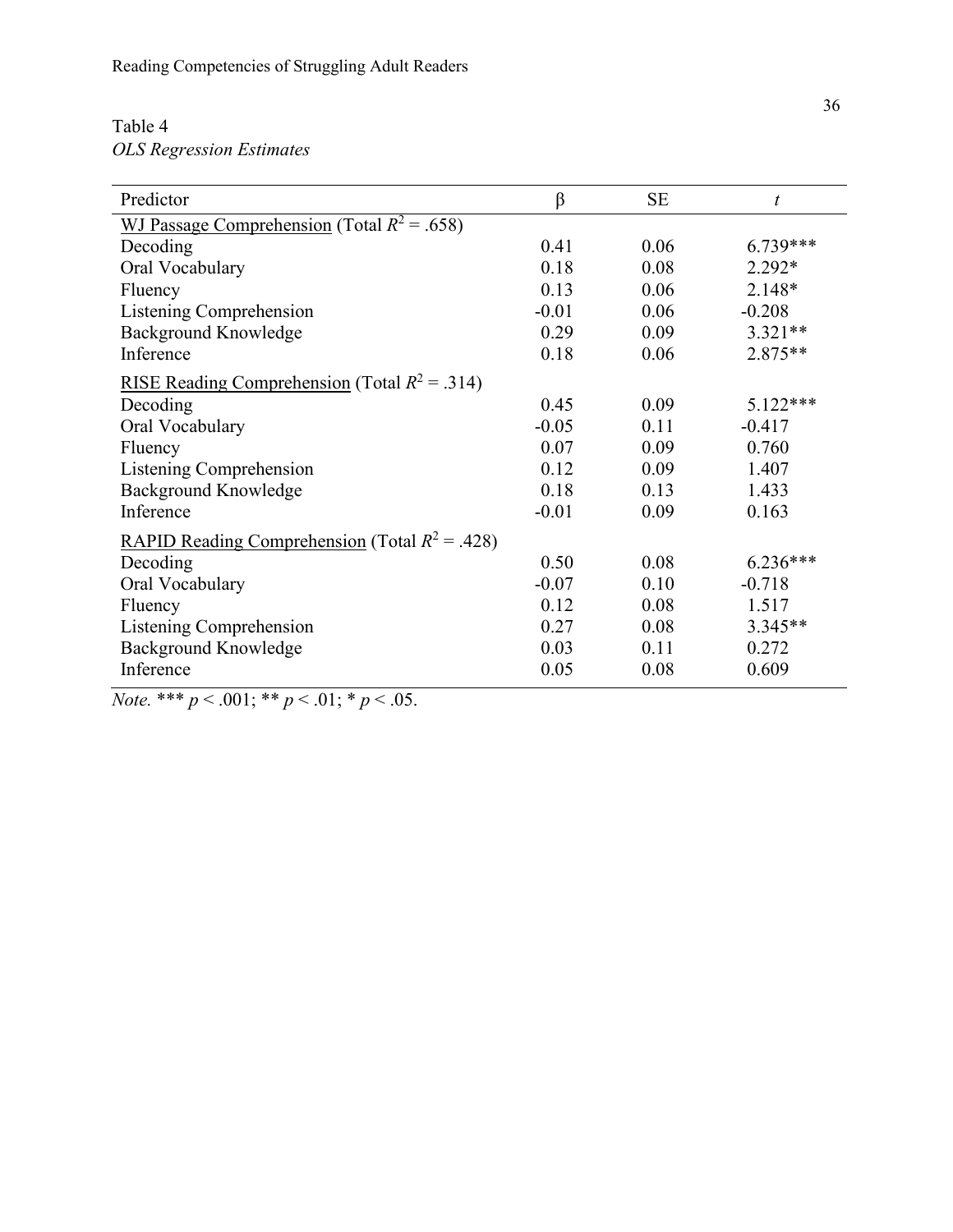Table 4
*OLS Regression Estimates*

| Predictor | β | SE | *t* |
|---|---|---|---|
| WJ Passage Comprehension (Total $R^2 = .658$) | | | |
| Decoding | 0.41 | 0.06 | 6.739*** |
| Oral Vocabulary | 0.18 | 0.08 | 2.292* |
| Fluency | 0.13 | 0.06 | 2.148* |
| Listening Comprehension | -0.01 | 0.06 | -0.208 |
| Background Knowledge | 0.29 | 0.09 | 3.321** |
| Inference | 0.18 | 0.06 | 2.875** |
| RISE Reading Comprehension (Total $R^2 = .314$) | | | |
| Decoding | 0.45 | 0.09 | 5.122*** |
| Oral Vocabulary | -0.05 | 0.11 | -0.417 |
| Fluency | 0.07 | 0.09 | 0.760 |
| Listening Comprehension | 0.12 | 0.09 | 1.407 |
| Background Knowledge | 0.18 | 0.13 | 1.433 |
| Inference | -0.01 | 0.09 | 0.163 |
| RAPID Reading Comprehension (Total $R^2 = .428$) | | | |
| Decoding | 0.50 | 0.08 | 6.236*** |
| Oral Vocabulary | -0.07 | 0.10 | -0.718 |
| Fluency | 0.12 | 0.08 | 1.517 |
| Listening Comprehension | 0.27 | 0.08 | 3.345** |
| Background Knowledge | 0.03 | 0.11 | 0.272 |
| Inference | 0.05 | 0.08 | 0.609 |

*Note.* *** $p < .001$; ** $p < .01$; * $p < .05$.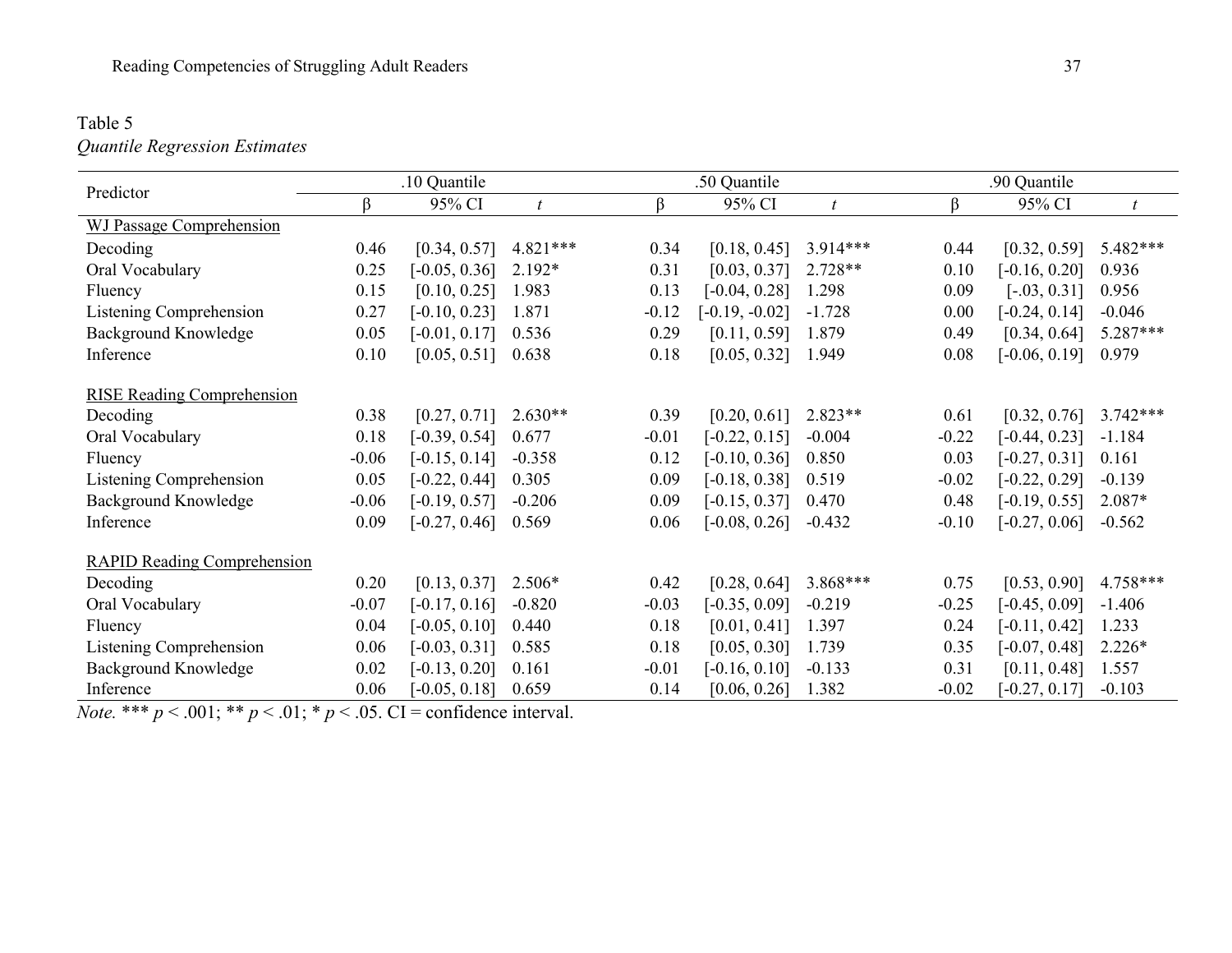Table 5

*Quantile Regression Estimates*

| Predictor | .10 Quantile | | | .50 Quantile | | | .90 Quantile | | |
|---|---|---|---|---|---|---|---|---|---|
| | β | 95% CI | *t* | β | 95% CI | *t* | β | 95% CI | *t* |
| WJ Passage Comprehension | | | | | | | | | |
| Decoding | 0.46 | [0.34, 0.57] | 4.821*** | 0.34 | [0.18, 0.45] | 3.914*** | 0.44 | [0.32, 0.59] | 5.482*** |
| Oral Vocabulary | 0.25 | [-0.05, 0.36] | 2.192* | 0.31 | [0.03, 0.37] | 2.728** | 0.10 | [-0.16, 0.20] | 0.936 |
| Fluency | 0.15 | [0.10, 0.25] | 1.983 | 0.13 | [-0.04, 0.28] | 1.298 | 0.09 | [-.03, 0.31] | 0.956 |
| Listening Comprehension | 0.27 | [-0.10, 0.23] | 1.871 | -0.12 | [-0.19, -0.02] | -1.728 | 0.00 | [-0.24, 0.14] | -0.046 |
| Background Knowledge | 0.05 | [-0.01, 0.17] | 0.536 | 0.29 | [0.11, 0.59] | 1.879 | 0.49 | [0.34, 0.64] | 5.287*** |
| Inference | 0.10 | [0.05, 0.51] | 0.638 | 0.18 | [0.05, 0.32] | 1.949 | 0.08 | [-0.06, 0.19] | 0.979 |
| RISE Reading Comprehension | | | | | | | | | |
| Decoding | 0.38 | [0.27, 0.71] | 2.630** | 0.39 | [0.20, 0.61] | 2.823** | 0.61 | [0.32, 0.76] | 3.742*** |
| Oral Vocabulary | 0.18 | [-0.39, 0.54] | 0.677 | -0.01 | [-0.22, 0.15] | -0.004 | -0.22 | [-0.44, 0.23] | -1.184 |
| Fluency | -0.06 | [-0.15, 0.14] | -0.358 | 0.12 | [-0.10, 0.36] | 0.850 | 0.03 | [-0.27, 0.31] | 0.161 |
| Listening Comprehension | 0.05 | [-0.22, 0.44] | 0.305 | 0.09 | [-0.18, 0.38] | 0.519 | -0.02 | [-0.22, 0.29] | -0.139 |
| Background Knowledge | -0.06 | [-0.19, 0.57] | -0.206 | 0.09 | [-0.15, 0.37] | 0.470 | 0.48 | [-0.19, 0.55] | 2.087* |
| Inference | 0.09 | [-0.27, 0.46] | 0.569 | 0.06 | [-0.08, 0.26] | -0.432 | -0.10 | [-0.27, 0.06] | -0.562 |
| RAPID Reading Comprehension | | | | | | | | | |
| Decoding | 0.20 | [0.13, 0.37] | 2.506* | 0.42 | [0.28, 0.64] | 3.868*** | 0.75 | [0.53, 0.90] | 4.758*** |
| Oral Vocabulary | -0.07 | [-0.17, 0.16] | -0.820 | -0.03 | [-0.35, 0.09] | -0.219 | -0.25 | [-0.45, 0.09] | -1.406 |
| Fluency | 0.04 | [-0.05, 0.10] | 0.440 | 0.18 | [0.01, 0.41] | 1.397 | 0.24 | [-0.11, 0.42] | 1.233 |
| Listening Comprehension | 0.06 | [-0.03, 0.31] | 0.585 | 0.18 | [0.05, 0.30] | 1.739 | 0.35 | [-0.07, 0.48] | 2.226* |
| Background Knowledge | 0.02 | [-0.13, 0.20] | 0.161 | -0.01 | [-0.16, 0.10] | -0.133 | 0.31 | [0.11, 0.48] | 1.557 |
| Inference | 0.06 | [-0.05, 0.18] | 0.659 | 0.14 | [0.06, 0.26] | 1.382 | -0.02 | [-0.27, 0.17] | -0.103 |

*Note.* *** $p < .001$; ** $p < .01$; * $p < .05$. CI = confidence interval.